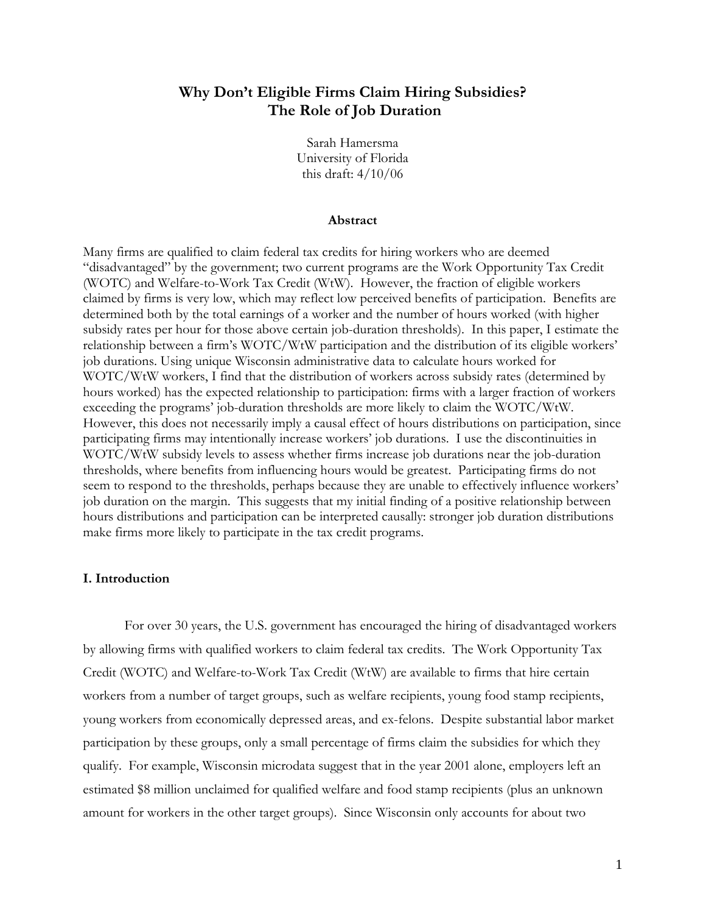# Why Don't Eligible Firms Claim Hiring Subsidies?
# The Role of Job Duration

Sarah Hamersma
University of Florida
this draft: 4/10/06

### Abstract

Many firms are qualified to claim federal tax credits for hiring workers who are deemed "disadvantaged" by the government; two current programs are the Work Opportunity Tax Credit (WOTC) and Welfare-to-Work Tax Credit (WtW). However, the fraction of eligible workers claimed by firms is very low, which may reflect low perceived benefits of participation. Benefits are determined both by the total earnings of a worker and the number of hours worked (with higher subsidy rates per hour for those above certain job-duration thresholds). In this paper, I estimate the relationship between a firm's WOTC/WtW participation and the distribution of its eligible workers' job durations. Using unique Wisconsin administrative data to calculate hours worked for WOTC/WtW workers, I find that the distribution of workers across subsidy rates (determined by hours worked) has the expected relationship to participation: firms with a larger fraction of workers exceeding the programs' job-duration thresholds are more likely to claim the WOTC/WtW. However, this does not necessarily imply a causal effect of hours distributions on participation, since participating firms may intentionally increase workers' job durations. I use the discontinuities in WOTC/WtW subsidy levels to assess whether firms increase job durations near the job-duration thresholds, where benefits from influencing hours would be greatest. Participating firms do not seem to respond to the thresholds, perhaps because they are unable to effectively influence workers' job duration on the margin. This suggests that my initial finding of a positive relationship between hours distributions and participation can be interpreted causally: stronger job duration distributions make firms more likely to participate in the tax credit programs.

## I. Introduction

For over 30 years, the U.S. government has encouraged the hiring of disadvantaged workers by allowing firms with qualified workers to claim federal tax credits. The Work Opportunity Tax Credit (WOTC) and Welfare-to-Work Tax Credit (WtW) are available to firms that hire certain workers from a number of target groups, such as welfare recipients, young food stamp recipients, young workers from economically depressed areas, and ex-felons. Despite substantial labor market participation by these groups, only a small percentage of firms claim the subsidies for which they qualify. For example, Wisconsin microdata suggest that in the year 2001 alone, employers left an estimated $8 million unclaimed for qualified welfare and food stamp recipients (plus an unknown amount for workers in the other target groups). Since Wisconsin only accounts for about two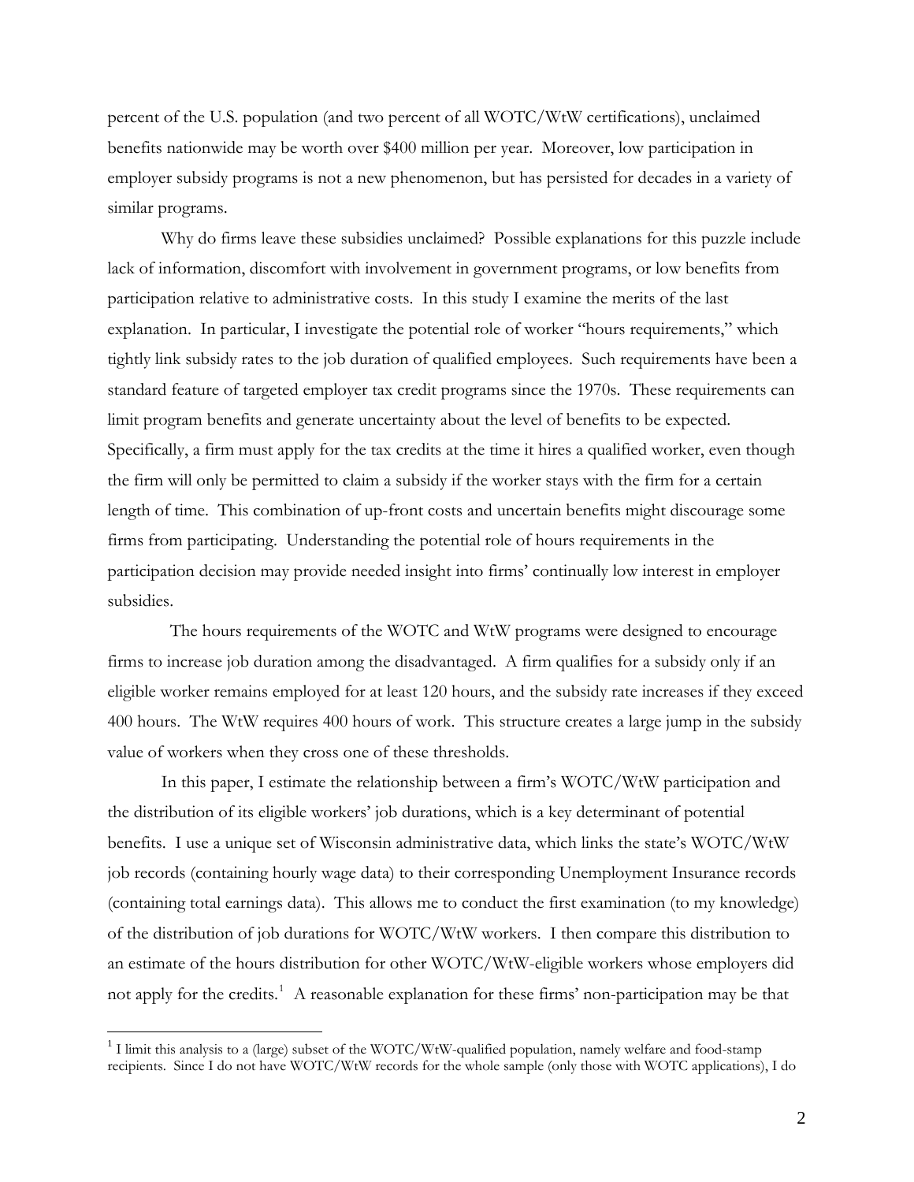percent of the U.S. population (and two percent of all WOTC/WtW certifications), unclaimed benefits nationwide may be worth over $400 million per year. Moreover, low participation in employer subsidy programs is not a new phenomenon, but has persisted for decades in a variety of similar programs.

Why do firms leave these subsidies unclaimed? Possible explanations for this puzzle include lack of information, discomfort with involvement in government programs, or low benefits from participation relative to administrative costs. In this study I examine the merits of the last explanation. In particular, I investigate the potential role of worker "hours requirements," which tightly link subsidy rates to the job duration of qualified employees. Such requirements have been a standard feature of targeted employer tax credit programs since the 1970s. These requirements can limit program benefits and generate uncertainty about the level of benefits to be expected. Specifically, a firm must apply for the tax credits at the time it hires a qualified worker, even though the firm will only be permitted to claim a subsidy if the worker stays with the firm for a certain length of time. This combination of up-front costs and uncertain benefits might discourage some firms from participating. Understanding the potential role of hours requirements in the participation decision may provide needed insight into firms' continually low interest in employer subsidies.

The hours requirements of the WOTC and WtW programs were designed to encourage firms to increase job duration among the disadvantaged. A firm qualifies for a subsidy only if an eligible worker remains employed for at least 120 hours, and the subsidy rate increases if they exceed 400 hours. The WtW requires 400 hours of work. This structure creates a large jump in the subsidy value of workers when they cross one of these thresholds.

In this paper, I estimate the relationship between a firm's WOTC/WtW participation and the distribution of its eligible workers' job durations, which is a key determinant of potential benefits. I use a unique set of Wisconsin administrative data, which links the state's WOTC/WtW job records (containing hourly wage data) to their corresponding Unemployment Insurance records (containing total earnings data). This allows me to conduct the first examination (to my knowledge) of the distribution of job durations for WOTC/WtW workers. I then compare this distribution to an estimate of the hours distribution for other WOTC/WtW-eligible workers whose employers did not apply for the credits.[1] A reasonable explanation for these firms' non-participation may be that

[1] I limit this analysis to a (large) subset of the WOTC/WtW-qualified population, namely welfare and food-stamp recipients. Since I do not have WOTC/WtW records for the whole sample (only those with WOTC applications), I do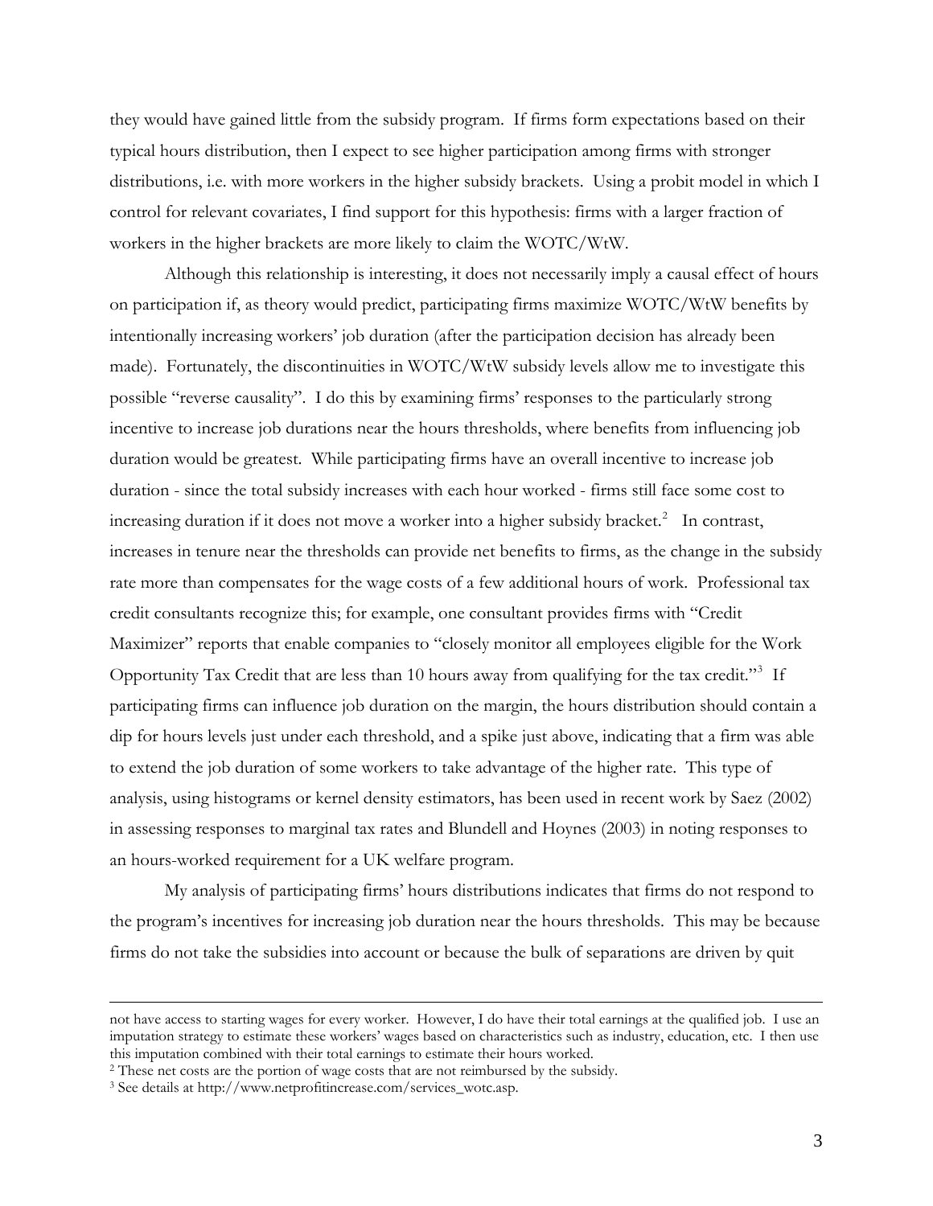they would have gained little from the subsidy program. If firms form expectations based on their typical hours distribution, then I expect to see higher participation among firms with stronger distributions, i.e. with more workers in the higher subsidy brackets. Using a probit model in which I control for relevant covariates, I find support for this hypothesis: firms with a larger fraction of workers in the higher brackets are more likely to claim the WOTC/WtW.

Although this relationship is interesting, it does not necessarily imply a causal effect of hours on participation if, as theory would predict, participating firms maximize WOTC/WtW benefits by intentionally increasing workers' job duration (after the participation decision has already been made). Fortunately, the discontinuities in WOTC/WtW subsidy levels allow me to investigate this possible "reverse causality". I do this by examining firms' responses to the particularly strong incentive to increase job durations near the hours thresholds, where benefits from influencing job duration would be greatest. While participating firms have an overall incentive to increase job duration - since the total subsidy increases with each hour worked - firms still face some cost to increasing duration if it does not move a worker into a higher subsidy bracket.[2] In contrast, increases in tenure near the thresholds can provide net benefits to firms, as the change in the subsidy rate more than compensates for the wage costs of a few additional hours of work. Professional tax credit consultants recognize this; for example, one consultant provides firms with "Credit Maximizer" reports that enable companies to "closely monitor all employees eligible for the Work Opportunity Tax Credit that are less than 10 hours away from qualifying for the tax credit."[3] If participating firms can influence job duration on the margin, the hours distribution should contain a dip for hours levels just under each threshold, and a spike just above, indicating that a firm was able to extend the job duration of some workers to take advantage of the higher rate. This type of analysis, using histograms or kernel density estimators, has been used in recent work by Saez (2002) in assessing responses to marginal tax rates and Blundell and Hoynes (2003) in noting responses to an hours-worked requirement for a UK welfare program.

My analysis of participating firms' hours distributions indicates that firms do not respond to the program's incentives for increasing job duration near the hours thresholds. This may be because firms do not take the subsidies into account or because the bulk of separations are driven by quit

---

not have access to starting wages for every worker. However, I do have their total earnings at the qualified job. I use an imputation strategy to estimate these workers' wages based on characteristics such as industry, education, etc. I then use this imputation combined with their total earnings to estimate their hours worked.

[2] These net costs are the portion of wage costs that are not reimbursed by the subsidy.

[3] See details at http://www.netprofitincrease.com/services_wotc.asp.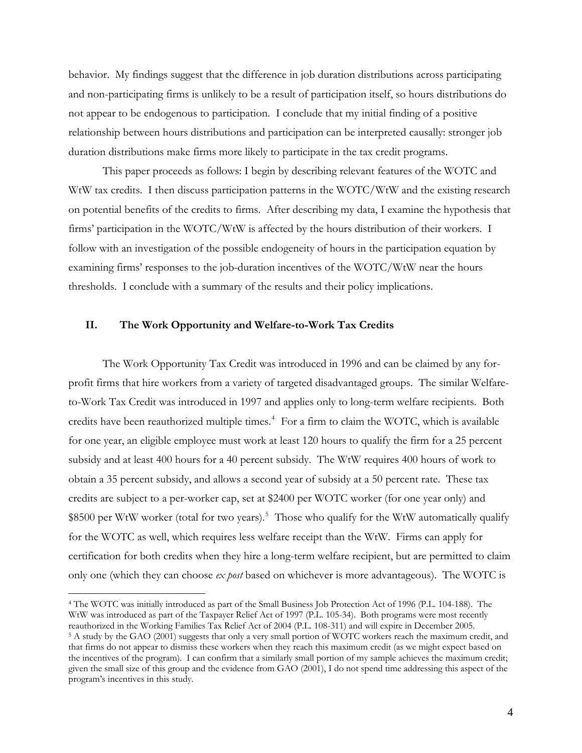behavior. My findings suggest that the difference in job duration distributions across participating and non-participating firms is unlikely to be a result of participation itself, so hours distributions do not appear to be endogenous to participation. I conclude that my initial finding of a positive relationship between hours distributions and participation can be interpreted causally: stronger job duration distributions make firms more likely to participate in the tax credit programs.

This paper proceeds as follows: I begin by describing relevant features of the WOTC and WtW tax credits. I then discuss participation patterns in the WOTC/WtW and the existing research on potential benefits of the credits to firms. After describing my data, I examine the hypothesis that firms' participation in the WOTC/WtW is affected by the hours distribution of their workers. I follow with an investigation of the possible endogeneity of hours in the participation equation by examining firms' responses to the job-duration incentives of the WOTC/WtW near the hours thresholds. I conclude with a summary of the results and their policy implications.

## II. The Work Opportunity and Welfare-to-Work Tax Credits

The Work Opportunity Tax Credit was introduced in 1996 and can be claimed by any for-profit firms that hire workers from a variety of targeted disadvantaged groups. The similar Welfare-to-Work Tax Credit was introduced in 1997 and applies only to long-term welfare recipients. Both credits have been reauthorized multiple times.[4] For a firm to claim the WOTC, which is available for one year, an eligible employee must work at least 120 hours to qualify the firm for a 25 percent subsidy and at least 400 hours for a 40 percent subsidy. The WtW requires 400 hours of work to obtain a 35 percent subsidy, and allows a second year of subsidy at a 50 percent rate. These tax credits are subject to a per-worker cap, set at $2400 per WOTC worker (for one year only) and $8500 per WtW worker (total for two years).[5] Those who qualify for the WtW automatically qualify for the WOTC as well, which requires less welfare receipt than the WtW. Firms can apply for certification for both credits when they hire a long-term welfare recipient, but are permitted to claim only one (which they can choose *ex post* based on whichever is more advantageous). The WOTC is

[4] The WOTC was initially introduced as part of the Small Business Job Protection Act of 1996 (P.L. 104-188). The WtW was introduced as part of the Taxpayer Relief Act of 1997 (P.L. 105-34). Both programs were most recently reauthorized in the Working Families Tax Relief Act of 2004 (P.L. 108-311) and will expire in December 2005.

[5] A study by the GAO (2001) suggests that only a very small portion of WOTC workers reach the maximum credit, and that firms do not appear to dismiss these workers when they reach this maximum credit (as we might expect based on the incentives of the program). I can confirm that a similarly small portion of my sample achieves the maximum credit; given the small size of this group and the evidence from GAO (2001), I do not spend time addressing this aspect of the program's incentives in this study.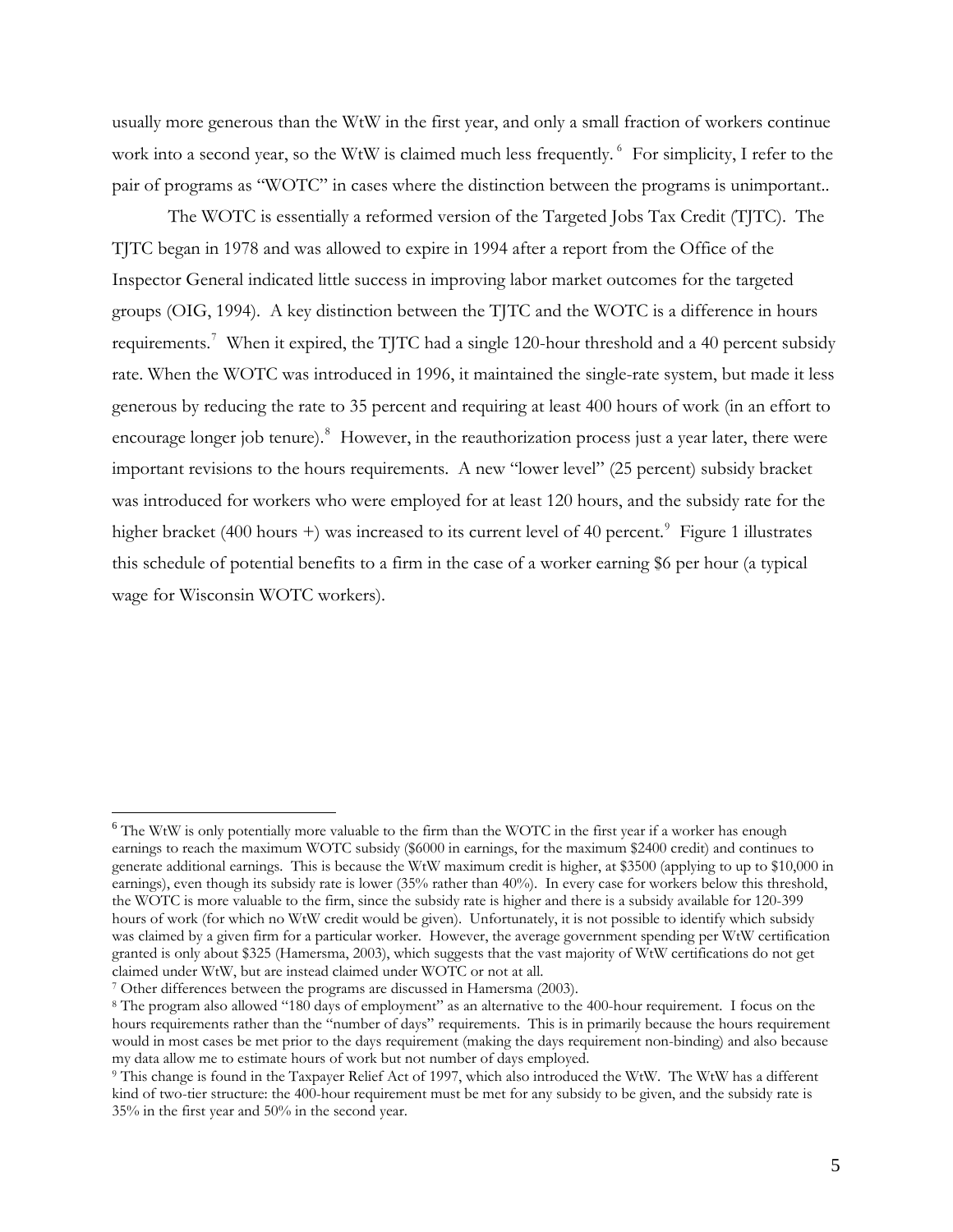usually more generous than the WtW in the first year, and only a small fraction of workers continue work into a second year, so the WtW is claimed much less frequently. [6] For simplicity, I refer to the pair of programs as "WOTC" in cases where the distinction between the programs is unimportant..

The WOTC is essentially a reformed version of the Targeted Jobs Tax Credit (TJTC). The TJTC began in 1978 and was allowed to expire in 1994 after a report from the Office of the Inspector General indicated little success in improving labor market outcomes for the targeted groups (OIG, 1994). A key distinction between the TJTC and the WOTC is a difference in hours requirements.[7] When it expired, the TJTC had a single 120-hour threshold and a 40 percent subsidy rate. When the WOTC was introduced in 1996, it maintained the single-rate system, but made it less generous by reducing the rate to 35 percent and requiring at least 400 hours of work (in an effort to encourage longer job tenure).[8] However, in the reauthorization process just a year later, there were important revisions to the hours requirements. A new "lower level" (25 percent) subsidy bracket was introduced for workers who were employed for at least 120 hours, and the subsidy rate for the higher bracket (400 hours +) was increased to its current level of 40 percent.[9] Figure 1 illustrates this schedule of potential benefits to a firm in the case of a worker earning $6 per hour (a typical wage for Wisconsin WOTC workers).

---

[6] The WtW is only potentially more valuable to the firm than the WOTC in the first year if a worker has enough earnings to reach the maximum WOTC subsidy ($6000 in earnings, for the maximum $2400 credit) and continues to generate additional earnings. This is because the WtW maximum credit is higher, at $3500 (applying to up to $10,000 in earnings), even though its subsidy rate is lower (35% rather than 40%). In every case for workers below this threshold, the WOTC is more valuable to the firm, since the subsidy rate is higher and there is a subsidy available for 120-399 hours of work (for which no WtW credit would be given). Unfortunately, it is not possible to identify which subsidy was claimed by a given firm for a particular worker. However, the average government spending per WtW certification granted is only about $325 (Hamersma, 2003), which suggests that the vast majority of WtW certifications do not get claimed under WtW, but are instead claimed under WOTC or not at all.

[7] Other differences between the programs are discussed in Hamersma (2003).

[8] The program also allowed "180 days of employment" as an alternative to the 400-hour requirement. I focus on the hours requirements rather than the "number of days" requirements. This is in primarily because the hours requirement would in most cases be met prior to the days requirement (making the days requirement non-binding) and also because my data allow me to estimate hours of work but not number of days employed.

[9] This change is found in the Taxpayer Relief Act of 1997, which also introduced the WtW. The WtW has a different kind of two-tier structure: the 400-hour requirement must be met for any subsidy to be given, and the subsidy rate is 35% in the first year and 50% in the second year.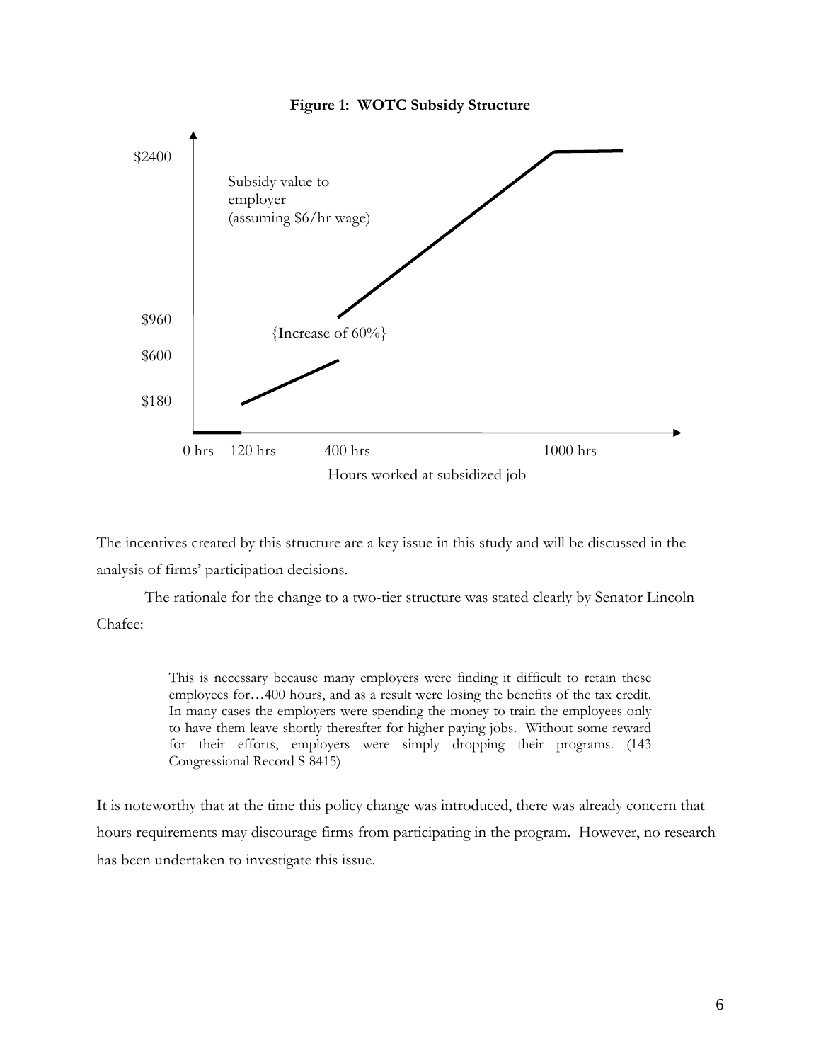**Figure 1: WOTC Subsidy Structure**

The incentives created by this structure are a key issue in this study and will be discussed in the analysis of firms' participation decisions.

The rationale for the change to a two-tier structure was stated clearly by Senator Lincoln Chafee:

> This is necessary because many employers were finding it difficult to retain these employees for…400 hours, and as a result were losing the benefits of the tax credit. In many cases the employers were spending the money to train the employees only to have them leave shortly thereafter for higher paying jobs. Without some reward for their efforts, employers were simply dropping their programs. (143 Congressional Record S 8415)

It is noteworthy that at the time this policy change was introduced, there was already concern that hours requirements may discourage firms from participating in the program. However, no research has been undertaken to investigate this issue.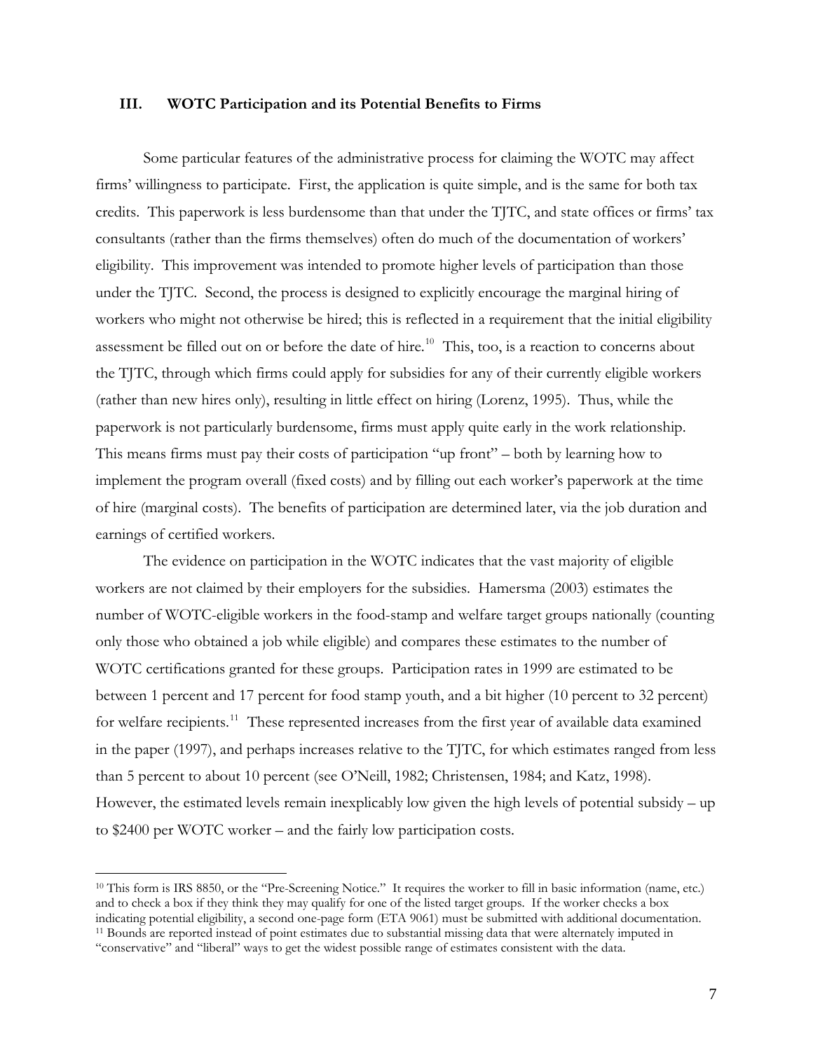### III. WOTC Participation and its Potential Benefits to Firms

Some particular features of the administrative process for claiming the WOTC may affect firms' willingness to participate. First, the application is quite simple, and is the same for both tax credits. This paperwork is less burdensome than that under the TJTC, and state offices or firms' tax consultants (rather than the firms themselves) often do much of the documentation of workers' eligibility. This improvement was intended to promote higher levels of participation than those under the TJTC. Second, the process is designed to explicitly encourage the marginal hiring of workers who might not otherwise be hired; this is reflected in a requirement that the initial eligibility assessment be filled out on or before the date of hire.[10] This, too, is a reaction to concerns about the TJTC, through which firms could apply for subsidies for any of their currently eligible workers (rather than new hires only), resulting in little effect on hiring (Lorenz, 1995). Thus, while the paperwork is not particularly burdensome, firms must apply quite early in the work relationship. This means firms must pay their costs of participation "up front" – both by learning how to implement the program overall (fixed costs) and by filling out each worker's paperwork at the time of hire (marginal costs). The benefits of participation are determined later, via the job duration and earnings of certified workers.

The evidence on participation in the WOTC indicates that the vast majority of eligible workers are not claimed by their employers for the subsidies. Hamersma (2003) estimates the number of WOTC-eligible workers in the food-stamp and welfare target groups nationally (counting only those who obtained a job while eligible) and compares these estimates to the number of WOTC certifications granted for these groups. Participation rates in 1999 are estimated to be between 1 percent and 17 percent for food stamp youth, and a bit higher (10 percent to 32 percent) for welfare recipients.[11] These represented increases from the first year of available data examined in the paper (1997), and perhaps increases relative to the TJTC, for which estimates ranged from less than 5 percent to about 10 percent (see O'Neill, 1982; Christensen, 1984; and Katz, 1998). However, the estimated levels remain inexplicably low given the high levels of potential subsidy – up to \$2400 per WOTC worker – and the fairly low participation costs.

[10] This form is IRS 8850, or the "Pre-Screening Notice." It requires the worker to fill in basic information (name, etc.) and to check a box if they think they may qualify for one of the listed target groups. If the worker checks a box indicating potential eligibility, a second one-page form (ETA 9061) must be submitted with additional documentation.

[11] Bounds are reported instead of point estimates due to substantial missing data that were alternately imputed in "conservative" and "liberal" ways to get the widest possible range of estimates consistent with the data.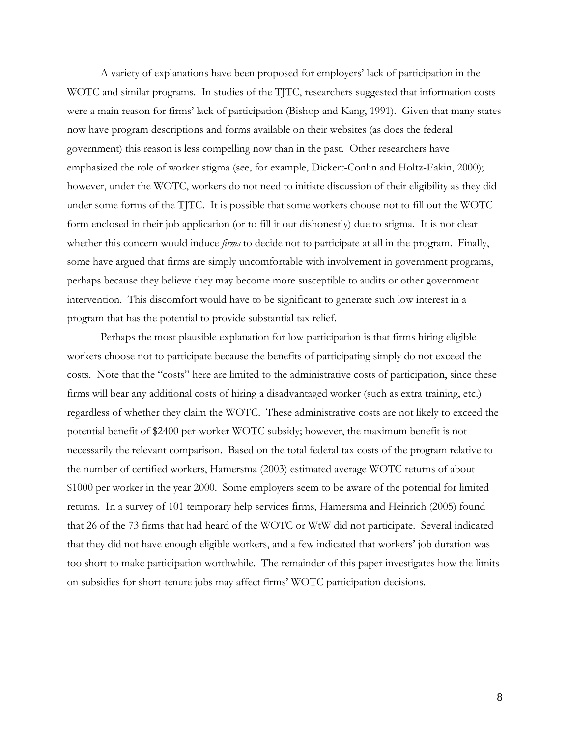A variety of explanations have been proposed for employers' lack of participation in the WOTC and similar programs. In studies of the TJTC, researchers suggested that information costs were a main reason for firms' lack of participation (Bishop and Kang, 1991). Given that many states now have program descriptions and forms available on their websites (as does the federal government) this reason is less compelling now than in the past. Other researchers have emphasized the role of worker stigma (see, for example, Dickert-Conlin and Holtz-Eakin, 2000); however, under the WOTC, workers do not need to initiate discussion of their eligibility as they did under some forms of the TJTC. It is possible that some workers choose not to fill out the WOTC form enclosed in their job application (or to fill it out dishonestly) due to stigma. It is not clear whether this concern would induce *firms* to decide not to participate at all in the program. Finally, some have argued that firms are simply uncomfortable with involvement in government programs, perhaps because they believe they may become more susceptible to audits or other government intervention. This discomfort would have to be significant to generate such low interest in a program that has the potential to provide substantial tax relief.

Perhaps the most plausible explanation for low participation is that firms hiring eligible workers choose not to participate because the benefits of participating simply do not exceed the costs. Note that the "costs" here are limited to the administrative costs of participation, since these firms will bear any additional costs of hiring a disadvantaged worker (such as extra training, etc.) regardless of whether they claim the WOTC. These administrative costs are not likely to exceed the potential benefit of \$2400 per-worker WOTC subsidy; however, the maximum benefit is not necessarily the relevant comparison. Based on the total federal tax costs of the program relative to the number of certified workers, Hamersma (2003) estimated average WOTC returns of about \$1000 per worker in the year 2000. Some employers seem to be aware of the potential for limited returns. In a survey of 101 temporary help services firms, Hamersma and Heinrich (2005) found that 26 of the 73 firms that had heard of the WOTC or WtW did not participate. Several indicated that they did not have enough eligible workers, and a few indicated that workers' job duration was too short to make participation worthwhile. The remainder of this paper investigates how the limits on subsidies for short-tenure jobs may affect firms' WOTC participation decisions.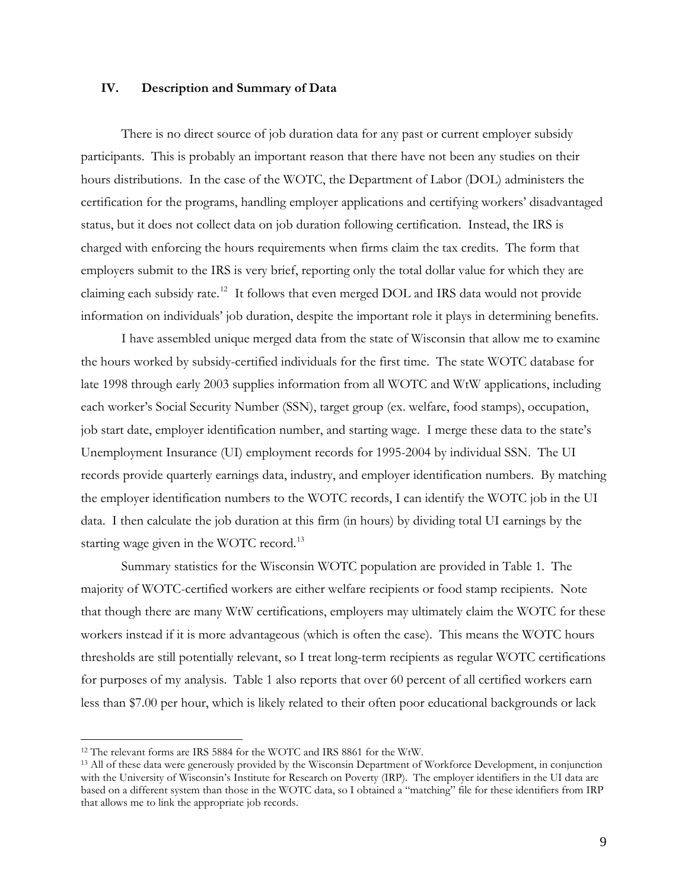### IV. Description and Summary of Data

There is no direct source of job duration data for any past or current employer subsidy participants. This is probably an important reason that there have not been any studies on their hours distributions. In the case of the WOTC, the Department of Labor (DOL) administers the certification for the programs, handling employer applications and certifying workers' disadvantaged status, but it does not collect data on job duration following certification. Instead, the IRS is charged with enforcing the hours requirements when firms claim the tax credits. The form that employers submit to the IRS is very brief, reporting only the total dollar value for which they are claiming each subsidy rate.[12] It follows that even merged DOL and IRS data would not provide information on individuals' job duration, despite the important role it plays in determining benefits.

I have assembled unique merged data from the state of Wisconsin that allow me to examine the hours worked by subsidy-certified individuals for the first time. The state WOTC database for late 1998 through early 2003 supplies information from all WOTC and WtW applications, including each worker's Social Security Number (SSN), target group (ex. welfare, food stamps), occupation, job start date, employer identification number, and starting wage. I merge these data to the state's Unemployment Insurance (UI) employment records for 1995-2004 by individual SSN. The UI records provide quarterly earnings data, industry, and employer identification numbers. By matching the employer identification numbers to the WOTC records, I can identify the WOTC job in the UI data. I then calculate the job duration at this firm (in hours) by dividing total UI earnings by the starting wage given in the WOTC record.[13]

Summary statistics for the Wisconsin WOTC population are provided in Table 1. The majority of WOTC-certified workers are either welfare recipients or food stamp recipients. Note that though there are many WtW certifications, employers may ultimately claim the WOTC for these workers instead if it is more advantageous (which is often the case). This means the WOTC hours thresholds are still potentially relevant, so I treat long-term recipients as regular WOTC certifications for purposes of my analysis. Table 1 also reports that over 60 percent of all certified workers earn less than $7.00 per hour, which is likely related to their often poor educational backgrounds or lack

---

[12] The relevant forms are IRS 5884 for the WOTC and IRS 8861 for the WtW.

[13] All of these data were generously provided by the Wisconsin Department of Workforce Development, in conjunction with the University of Wisconsin's Institute for Research on Poverty (IRP). The employer identifiers in the UI data are based on a different system than those in the WOTC data, so I obtained a "matching" file for these identifiers from IRP that allows me to link the appropriate job records.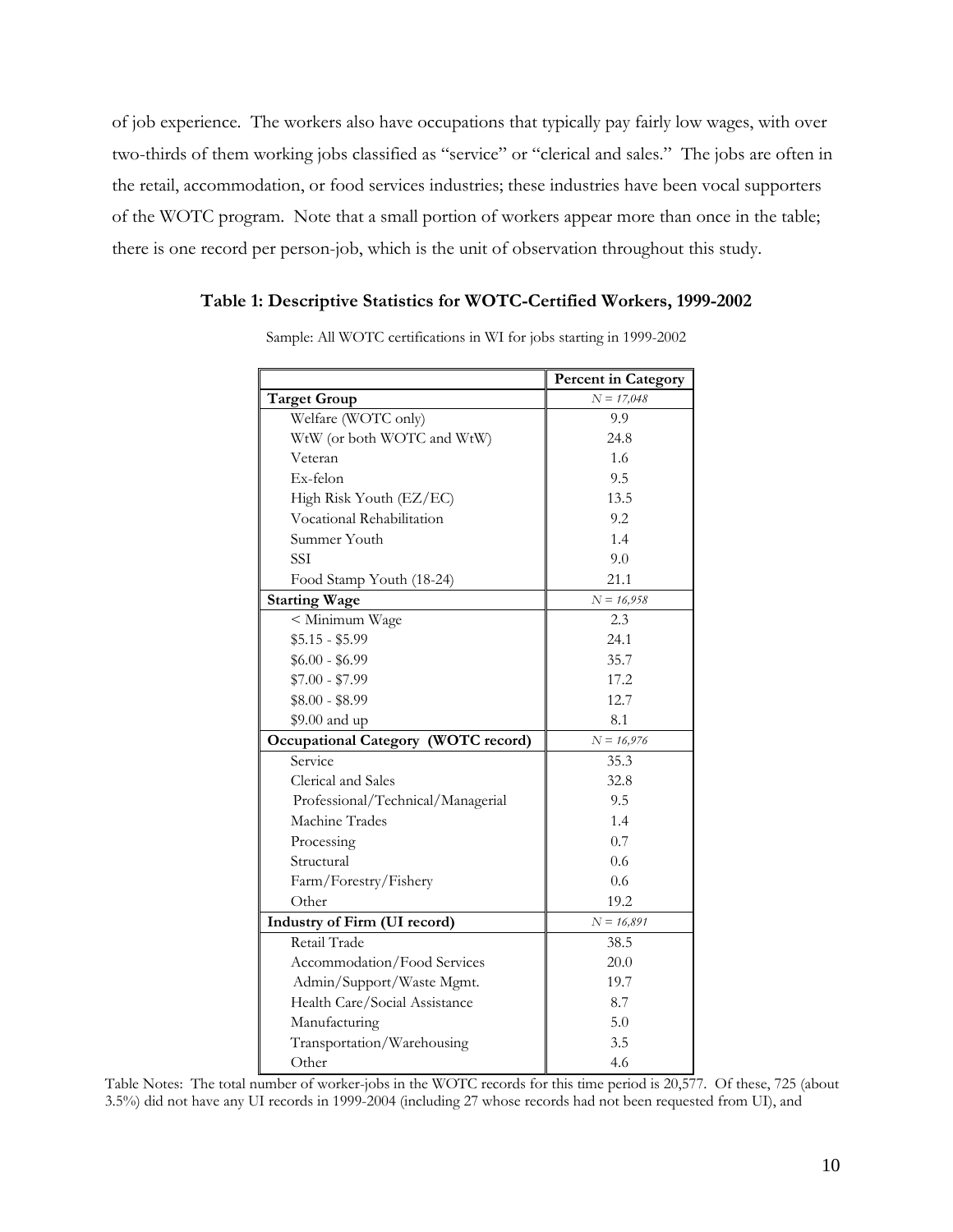of job experience. The workers also have occupations that typically pay fairly low wages, with over two-thirds of them working jobs classified as "service" or "clerical and sales." The jobs are often in the retail, accommodation, or food services industries; these industries have been vocal supporters of the WOTC program. Note that a small portion of workers appear more than once in the table; there is one record per person-job, which is the unit of observation throughout this study.

### Table 1: Descriptive Statistics for WOTC-Certified Workers, 1999-2002

Sample: All WOTC certifications in WI for jobs starting in 1999-2002

| | Percent in Category |
|---|---|
| **Target Group** | *N = 17,048* |
| Welfare (WOTC only) | 9.9 |
| WtW (or both WOTC and WtW) | 24.8 |
| Veteran | 1.6 |
| Ex-felon | 9.5 |
| High Risk Youth (EZ/EC) | 13.5 |
| Vocational Rehabilitation | 9.2 |
| Summer Youth | 1.4 |
| SSI | 9.0 |
| Food Stamp Youth (18-24) | 21.1 |
| **Starting Wage** | *N = 16,958* |
| < Minimum Wage | 2.3 |
| $5.15 - $5.99 | 24.1 |
| $6.00 - $6.99 | 35.7 |
| $7.00 - $7.99 | 17.2 |
| $8.00 - $8.99 | 12.7 |
| $9.00 and up | 8.1 |
| **Occupational Category (WOTC record)** | *N = 16,976* |
| Service | 35.3 |
| Clerical and Sales | 32.8 |
| Professional/Technical/Managerial | 9.5 |
| Machine Trades | 1.4 |
| Processing | 0.7 |
| Structural | 0.6 |
| Farm/Forestry/Fishery | 0.6 |
| Other | 19.2 |
| **Industry of Firm (UI record)** | *N = 16,891* |
| Retail Trade | 38.5 |
| Accommodation/Food Services | 20.0 |
| Admin/Support/Waste Mgmt. | 19.7 |
| Health Care/Social Assistance | 8.7 |
| Manufacturing | 5.0 |
| Transportation/Warehousing | 3.5 |
| Other | 4.6 |

Table Notes: The total number of worker-jobs in the WOTC records for this time period is 20,577. Of these, 725 (about 3.5%) did not have any UI records in 1999-2004 (including 27 whose records had not been requested from UI), and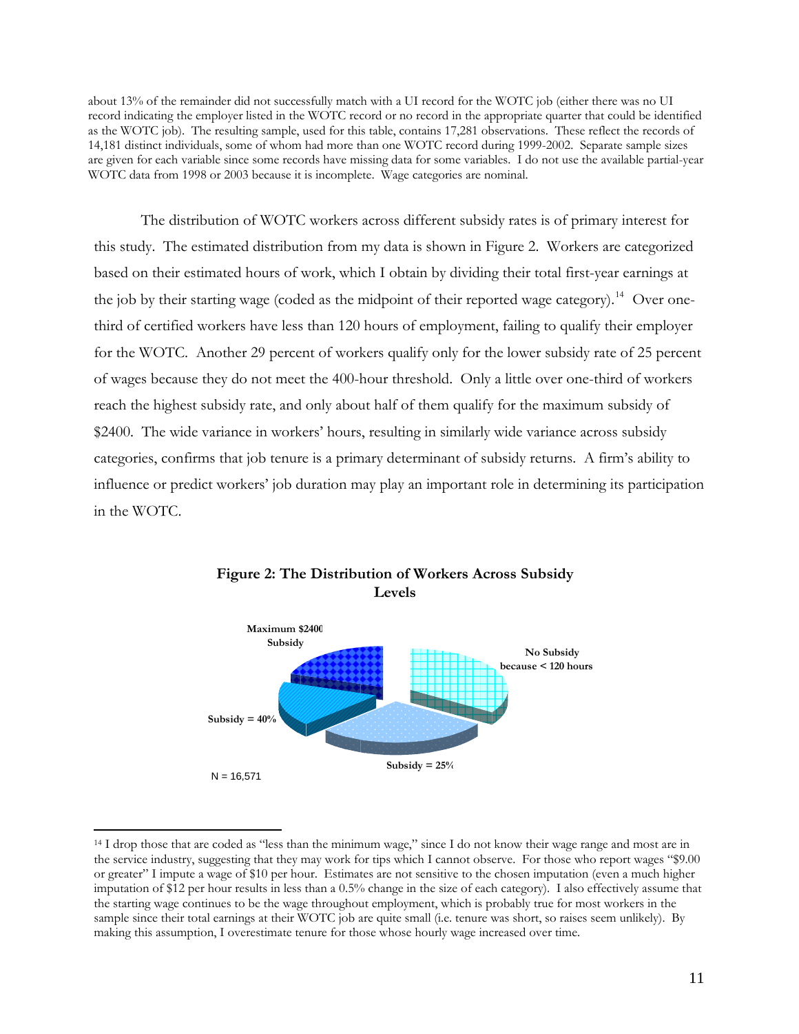about 13% of the remainder did not successfully match with a UI record for the WOTC job (either there was no UI record indicating the employer listed in the WOTC record or no record in the appropriate quarter that could be identified as the WOTC job). The resulting sample, used for this table, contains 17,281 observations. These reflect the records of 14,181 distinct individuals, some of whom had more than one WOTC record during 1999-2002. Separate sample sizes are given for each variable since some records have missing data for some variables. I do not use the available partial-year WOTC data from 1998 or 2003 because it is incomplete. Wage categories are nominal.

The distribution of WOTC workers across different subsidy rates is of primary interest for this study. The estimated distribution from my data is shown in Figure 2. Workers are categorized based on their estimated hours of work, which I obtain by dividing their total first-year earnings at the job by their starting wage (coded as the midpoint of their reported wage category).[14] Over one-third of certified workers have less than 120 hours of employment, failing to qualify their employer for the WOTC. Another 29 percent of workers qualify only for the lower subsidy rate of 25 percent of wages because they do not meet the 400-hour threshold. Only a little over one-third of workers reach the highest subsidy rate, and only about half of them qualify for the maximum subsidy of $2400. The wide variance in workers' hours, resulting in similarly wide variance across subsidy categories, confirms that job tenure is a primary determinant of subsidy returns. A firm's ability to influence or predict workers' job duration may play an important role in determining its participation in the WOTC.

**Figure 2: The Distribution of Workers Across Subsidy Levels**

Maximum $2400 Subsidy

No Subsidy because < 120 hours

Subsidy = 40%

Subsidy = 25%

N = 16,571

---

[14] I drop those that are coded as "less than the minimum wage," since I do not know their wage range and most are in the service industry, suggesting that they may work for tips which I cannot observe. For those who report wages "$9.00 or greater" I impute a wage of $10 per hour. Estimates are not sensitive to the chosen imputation (even a much higher imputation of $12 per hour results in less than a 0.5% change in the size of each category). I also effectively assume that the starting wage continues to be the wage throughout employment, which is probably true for most workers in the sample since their total earnings at their WOTC job are quite small (i.e. tenure was short, so raises seem unlikely). By making this assumption, I overestimate tenure for those whose hourly wage increased over time.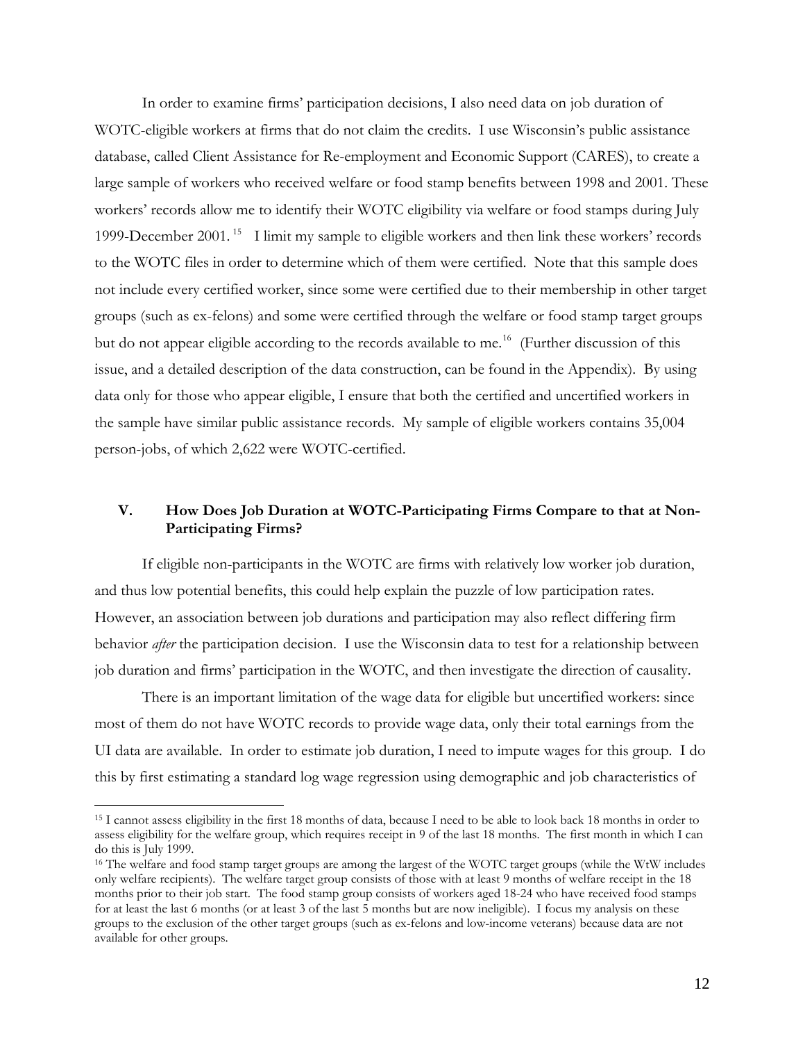In order to examine firms' participation decisions, I also need data on job duration of WOTC-eligible workers at firms that do not claim the credits. I use Wisconsin's public assistance database, called Client Assistance for Re-employment and Economic Support (CARES), to create a large sample of workers who received welfare or food stamp benefits between 1998 and 2001. These workers' records allow me to identify their WOTC eligibility via welfare or food stamps during July 1999-December 2001.[15] I limit my sample to eligible workers and then link these workers' records to the WOTC files in order to determine which of them were certified. Note that this sample does not include every certified worker, since some were certified due to their membership in other target groups (such as ex-felons) and some were certified through the welfare or food stamp target groups but do not appear eligible according to the records available to me.[16] (Further discussion of this issue, and a detailed description of the data construction, can be found in the Appendix). By using data only for those who appear eligible, I ensure that both the certified and uncertified workers in the sample have similar public assistance records. My sample of eligible workers contains 35,004 person-jobs, of which 2,622 were WOTC-certified.

## V. How Does Job Duration at WOTC-Participating Firms Compare to that at Non-Participating Firms?

If eligible non-participants in the WOTC are firms with relatively low worker job duration, and thus low potential benefits, this could help explain the puzzle of low participation rates. However, an association between job durations and participation may also reflect differing firm behavior *after* the participation decision. I use the Wisconsin data to test for a relationship between job duration and firms' participation in the WOTC, and then investigate the direction of causality.

There is an important limitation of the wage data for eligible but uncertified workers: since most of them do not have WOTC records to provide wage data, only their total earnings from the UI data are available. In order to estimate job duration, I need to impute wages for this group. I do this by first estimating a standard log wage regression using demographic and job characteristics of

---

[15] I cannot assess eligibility in the first 18 months of data, because I need to be able to look back 18 months in order to assess eligibility for the welfare group, which requires receipt in 9 of the last 18 months. The first month in which I can do this is July 1999.

[16] The welfare and food stamp target groups are among the largest of the WOTC target groups (while the WtW includes only welfare recipients). The welfare target group consists of those with at least 9 months of welfare receipt in the 18 months prior to their job start. The food stamp group consists of workers aged 18-24 who have received food stamps for at least the last 6 months (or at least 3 of the last 5 months but are now ineligible). I focus my analysis on these groups to the exclusion of the other target groups (such as ex-felons and low-income veterans) because data are not available for other groups.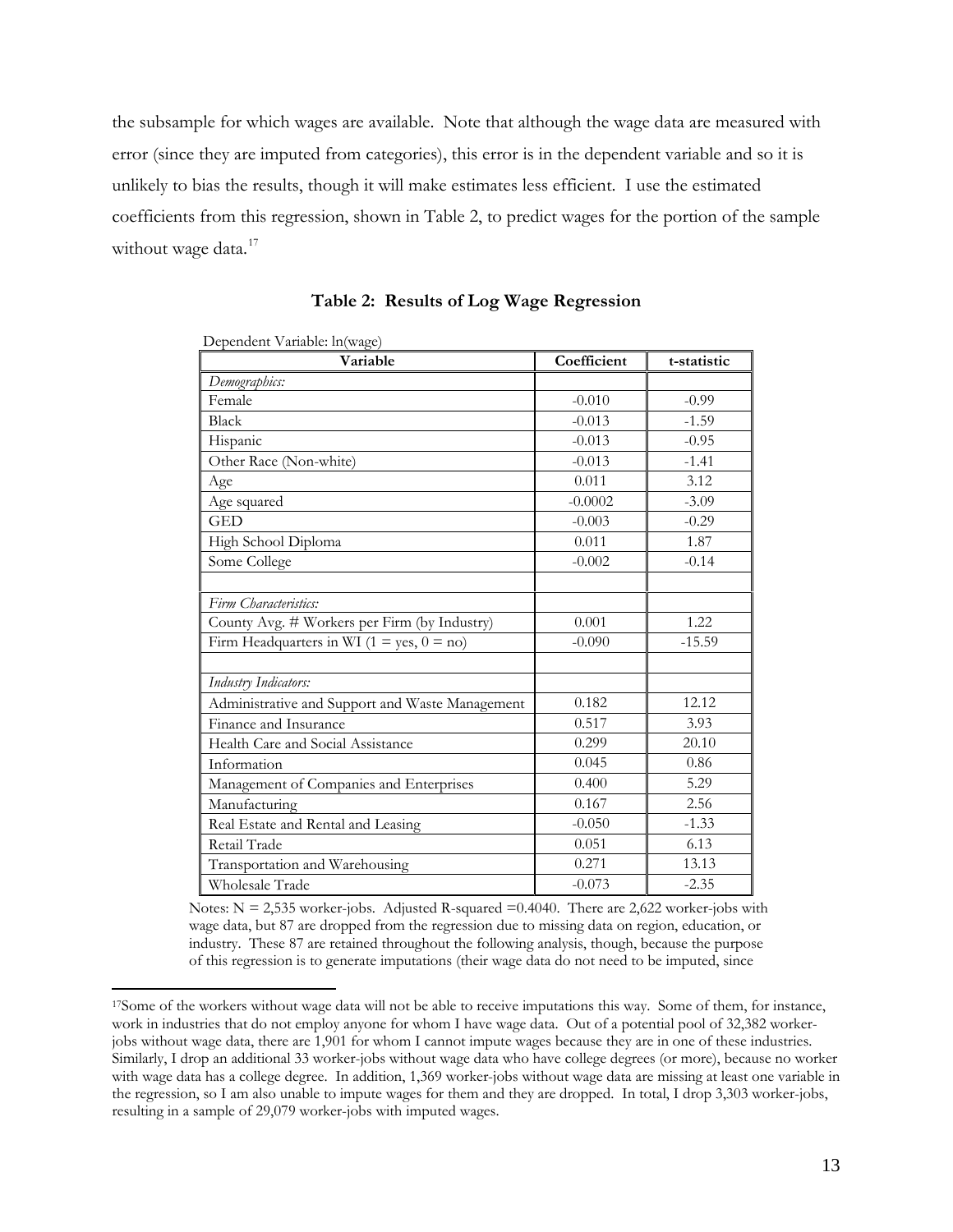the subsample for which wages are available. Note that although the wage data are measured with error (since they are imputed from categories), this error is in the dependent variable and so it is unlikely to bias the results, though it will make estimates less efficient. I use the estimated coefficients from this regression, shown in Table 2, to predict wages for the portion of the sample without wage data.[17]

**Table 2: Results of Log Wage Regression**

Dependent Variable: ln(wage)

| Variable | Coefficient | t-statistic |
|---|---|---|
| *Demographics:* | | |
| Female | -0.010 | -0.99 |
| Black | -0.013 | -1.59 |
| Hispanic | -0.013 | -0.95 |
| Other Race (Non-white) | -0.013 | -1.41 |
| Age | 0.011 | 3.12 |
| Age squared | -0.0002 | -3.09 |
| GED | -0.003 | -0.29 |
| High School Diploma | 0.011 | 1.87 |
| Some College | -0.002 | -0.14 |
| | | |
| *Firm Characteristics:* | | |
| County Avg. # Workers per Firm (by Industry) | 0.001 | 1.22 |
| Firm Headquarters in WI (1 = yes, 0 = no) | -0.090 | -15.59 |
| | | |
| *Industry Indicators:* | | |
| Administrative and Support and Waste Management | 0.182 | 12.12 |
| Finance and Insurance | 0.517 | 3.93 |
| Health Care and Social Assistance | 0.299 | 20.10 |
| Information | 0.045 | 0.86 |
| Management of Companies and Enterprises | 0.400 | 5.29 |
| Manufacturing | 0.167 | 2.56 |
| Real Estate and Rental and Leasing | -0.050 | -1.33 |
| Retail Trade | 0.051 | 6.13 |
| Transportation and Warehousing | 0.271 | 13.13 |
| Wholesale Trade | -0.073 | -2.35 |

Notes: N = 2,535 worker-jobs. Adjusted R-squared =0.4040. There are 2,622 worker-jobs with wage data, but 87 are dropped from the regression due to missing data on region, education, or industry. These 87 are retained throughout the following analysis, though, because the purpose of this regression is to generate imputations (their wage data do not need to be imputed, since

[17] Some of the workers without wage data will not be able to receive imputations this way. Some of them, for instance, work in industries that do not employ anyone for whom I have wage data. Out of a potential pool of 32,382 worker-jobs without wage data, there are 1,901 for whom I cannot impute wages because they are in one of these industries. Similarly, I drop an additional 33 worker-jobs without wage data who have college degrees (or more), because no worker with wage data has a college degree. In addition, 1,369 worker-jobs without wage data are missing at least one variable in the regression, so I am also unable to impute wages for them and they are dropped. In total, I drop 3,303 worker-jobs, resulting in a sample of 29,079 worker-jobs with imputed wages.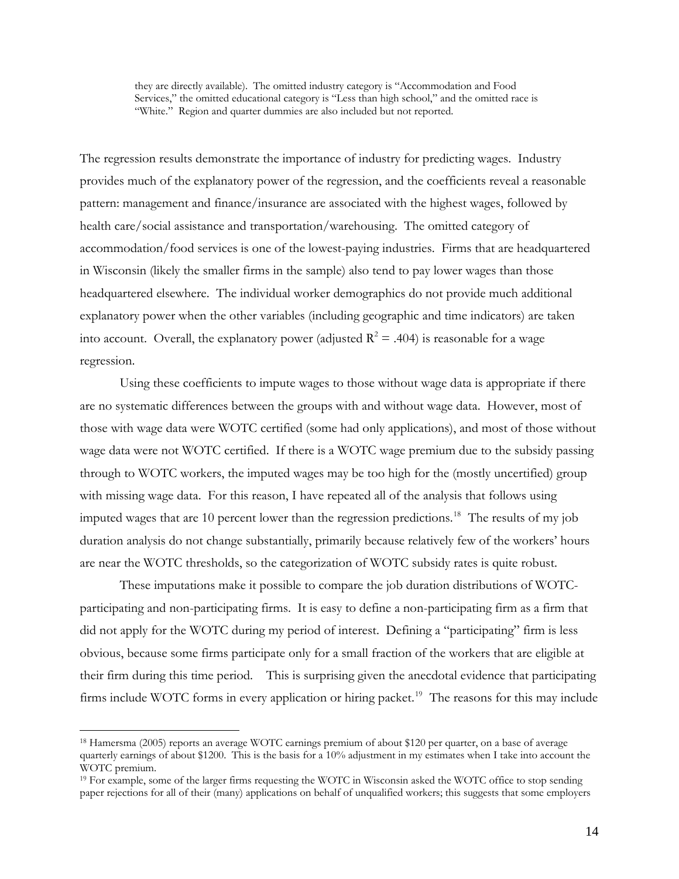they are directly available). The omitted industry category is "Accommodation and Food Services," the omitted educational category is "Less than high school," and the omitted race is "White." Region and quarter dummies are also included but not reported.

The regression results demonstrate the importance of industry for predicting wages. Industry provides much of the explanatory power of the regression, and the coefficients reveal a reasonable pattern: management and finance/insurance are associated with the highest wages, followed by health care/social assistance and transportation/warehousing. The omitted category of accommodation/food services is one of the lowest-paying industries. Firms that are headquartered in Wisconsin (likely the smaller firms in the sample) also tend to pay lower wages than those headquartered elsewhere. The individual worker demographics do not provide much additional explanatory power when the other variables (including geographic and time indicators) are taken into account. Overall, the explanatory power (adjusted $R^2 = .404$) is reasonable for a wage regression.

Using these coefficients to impute wages to those without wage data is appropriate if there are no systematic differences between the groups with and without wage data. However, most of those with wage data were WOTC certified (some had only applications), and most of those without wage data were not WOTC certified. If there is a WOTC wage premium due to the subsidy passing through to WOTC workers, the imputed wages may be too high for the (mostly uncertified) group with missing wage data. For this reason, I have repeated all of the analysis that follows using imputed wages that are 10 percent lower than the regression predictions.[18] The results of my job duration analysis do not change substantially, primarily because relatively few of the workers' hours are near the WOTC thresholds, so the categorization of WOTC subsidy rates is quite robust.

These imputations make it possible to compare the job duration distributions of WOTC-participating and non-participating firms. It is easy to define a non-participating firm as a firm that did not apply for the WOTC during my period of interest. Defining a "participating" firm is less obvious, because some firms participate only for a small fraction of the workers that are eligible at their firm during this time period. This is surprising given the anecdotal evidence that participating firms include WOTC forms in every application or hiring packet.[19] The reasons for this may include

[18] Hamersma (2005) reports an average WOTC earnings premium of about $120 per quarter, on a base of average quarterly earnings of about $1200. This is the basis for a 10% adjustment in my estimates when I take into account the WOTC premium.

[19] For example, some of the larger firms requesting the WOTC in Wisconsin asked the WOTC office to stop sending paper rejections for all of their (many) applications on behalf of unqualified workers; this suggests that some employers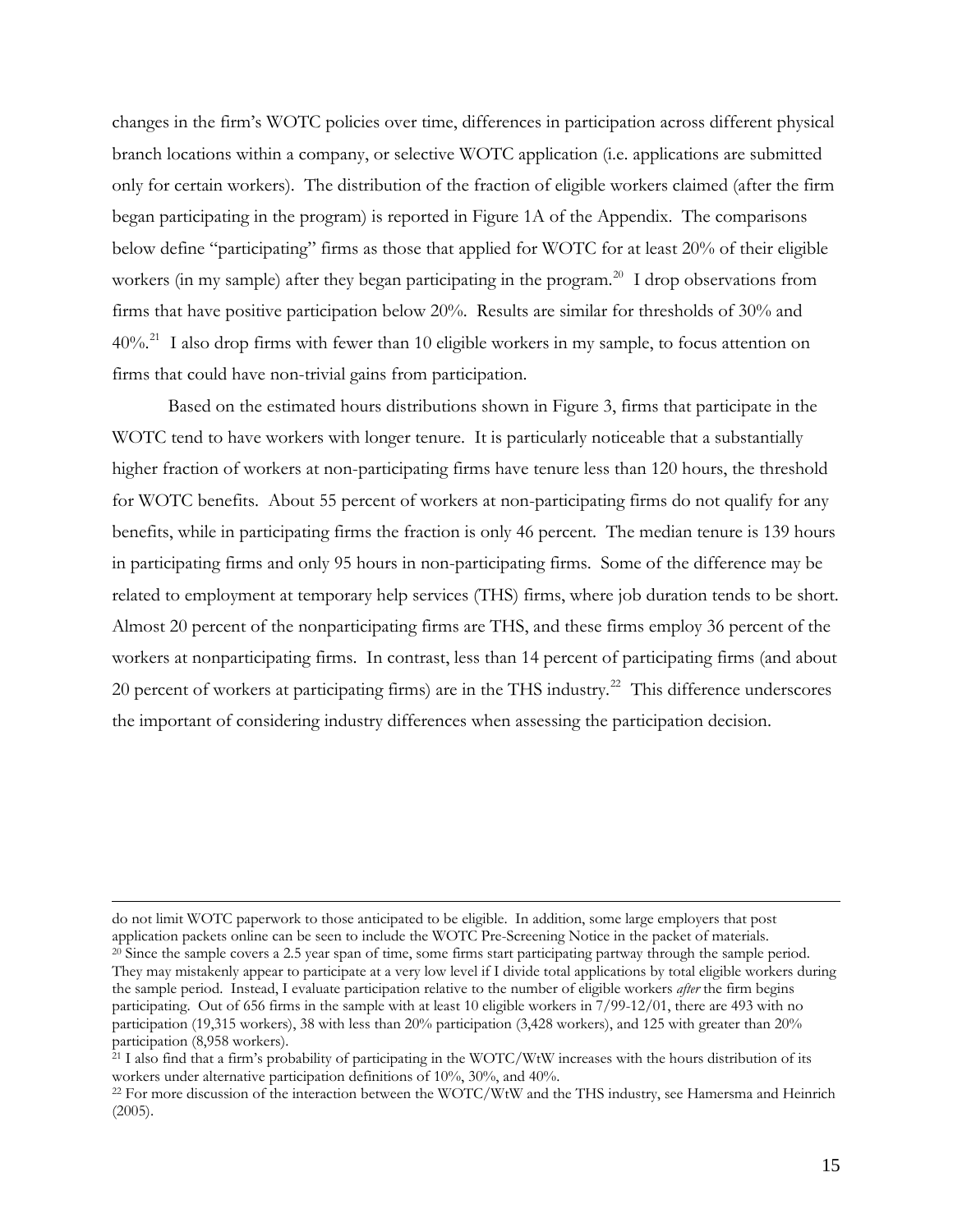changes in the firm's WOTC policies over time, differences in participation across different physical branch locations within a company, or selective WOTC application (i.e. applications are submitted only for certain workers). The distribution of the fraction of eligible workers claimed (after the firm began participating in the program) is reported in Figure 1A of the Appendix. The comparisons below define "participating" firms as those that applied for WOTC for at least 20% of their eligible workers (in my sample) after they began participating in the program.[20] I drop observations from firms that have positive participation below 20%. Results are similar for thresholds of 30% and 40%.[21] I also drop firms with fewer than 10 eligible workers in my sample, to focus attention on firms that could have non-trivial gains from participation.

Based on the estimated hours distributions shown in Figure 3, firms that participate in the WOTC tend to have workers with longer tenure. It is particularly noticeable that a substantially higher fraction of workers at non-participating firms have tenure less than 120 hours, the threshold for WOTC benefits. About 55 percent of workers at non-participating firms do not qualify for any benefits, while in participating firms the fraction is only 46 percent. The median tenure is 139 hours in participating firms and only 95 hours in non-participating firms. Some of the difference may be related to employment at temporary help services (THS) firms, where job duration tends to be short. Almost 20 percent of the nonparticipating firms are THS, and these firms employ 36 percent of the workers at nonparticipating firms. In contrast, less than 14 percent of participating firms (and about 20 percent of workers at participating firms) are in the THS industry.[22] This difference underscores the important of considering industry differences when assessing the participation decision.

---

do not limit WOTC paperwork to those anticipated to be eligible. In addition, some large employers that post application packets online can be seen to include the WOTC Pre-Screening Notice in the packet of materials.

[20] Since the sample covers a 2.5 year span of time, some firms start participating partway through the sample period. They may mistakenly appear to participate at a very low level if I divide total applications by total eligible workers during the sample period. Instead, I evaluate participation relative to the number of eligible workers *after* the firm begins participating. Out of 656 firms in the sample with at least 10 eligible workers in 7/99-12/01, there are 493 with no participation (19,315 workers), 38 with less than 20% participation (3,428 workers), and 125 with greater than 20% participation (8,958 workers).

[21] I also find that a firm's probability of participating in the WOTC/WtW increases with the hours distribution of its workers under alternative participation definitions of 10%, 30%, and 40%.

[22] For more discussion of the interaction between the WOTC/WtW and the THS industry, see Hamersma and Heinrich (2005).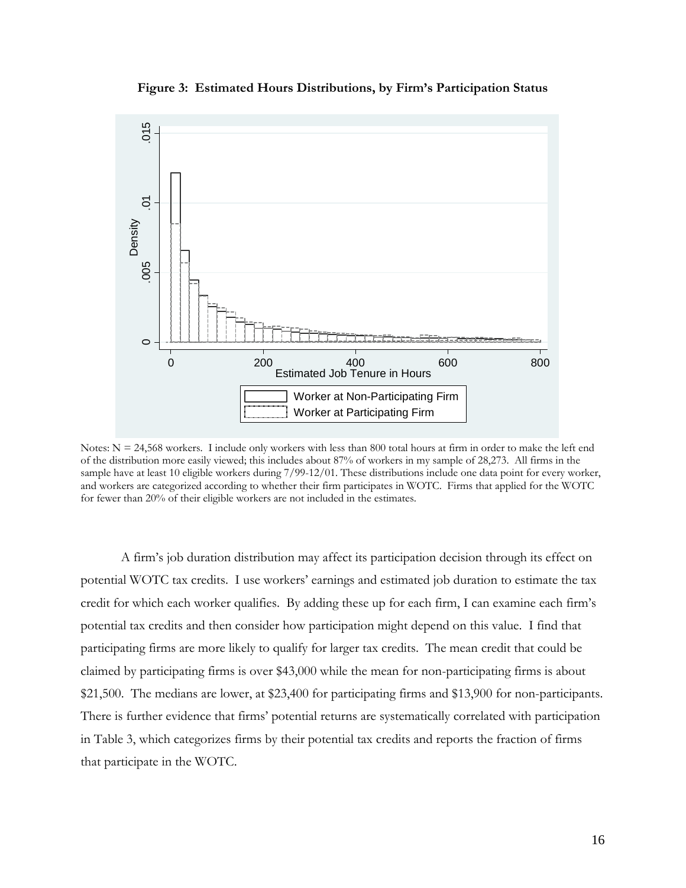**Figure 3: Estimated Hours Distributions, by Firm's Participation Status**

Notes: N = 24,568 workers. I include only workers with less than 800 total hours at firm in order to make the left end of the distribution more easily viewed; this includes about 87% of workers in my sample of 28,273. All firms in the sample have at least 10 eligible workers during 7/99-12/01. These distributions include one data point for every worker, and workers are categorized according to whether their firm participates in WOTC. Firms that applied for the WOTC for fewer than 20% of their eligible workers are not included in the estimates.

A firm's job duration distribution may affect its participation decision through its effect on potential WOTC tax credits. I use workers' earnings and estimated job duration to estimate the tax credit for which each worker qualifies. By adding these up for each firm, I can examine each firm's potential tax credits and then consider how participation might depend on this value. I find that participating firms are more likely to qualify for larger tax credits. The mean credit that could be claimed by participating firms is over $43,000 while the mean for non-participating firms is about $21,500. The medians are lower, at $23,400 for participating firms and $13,900 for non-participants. There is further evidence that firms' potential returns are systematically correlated with participation in Table 3, which categorizes firms by their potential tax credits and reports the fraction of firms that participate in the WOTC.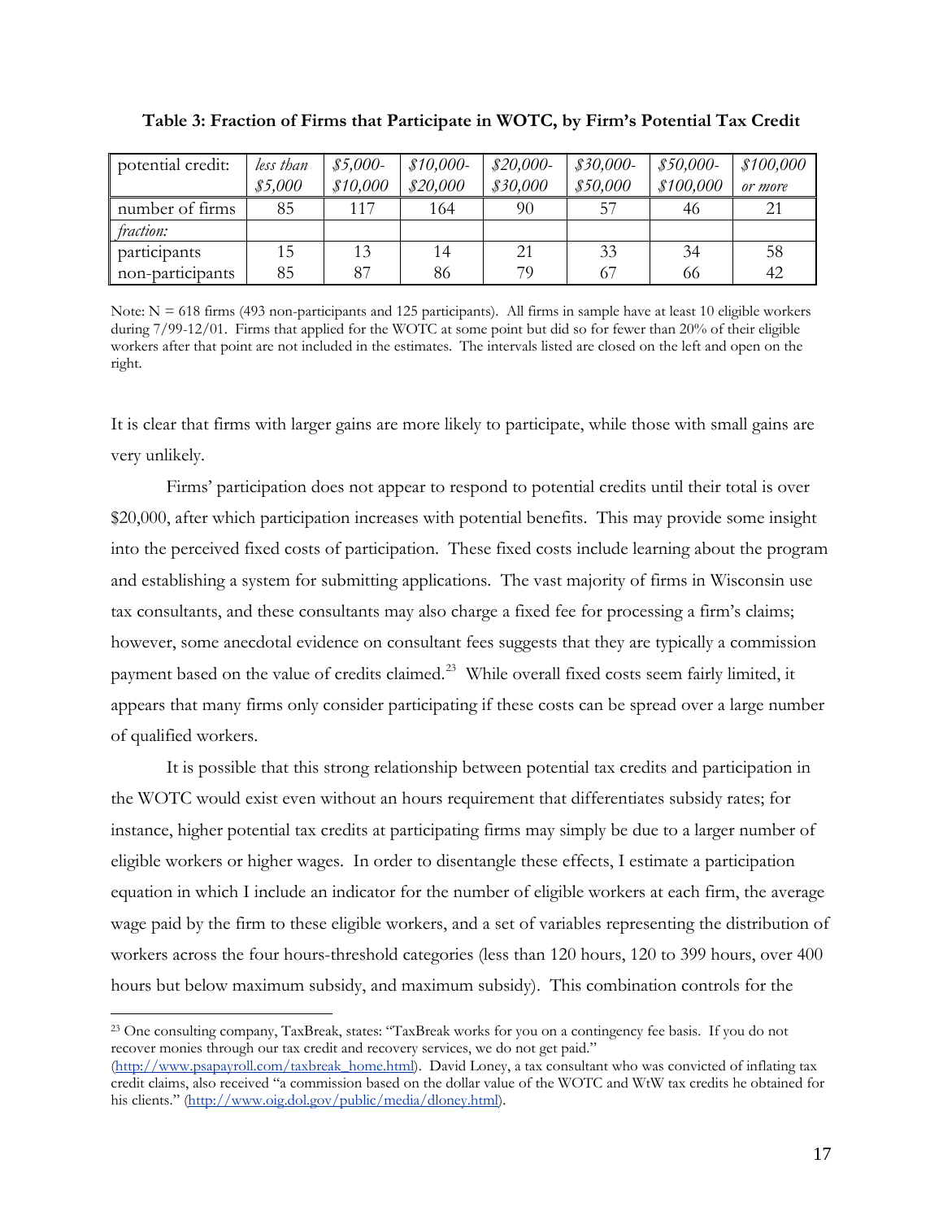**Table 3: Fraction of Firms that Participate in WOTC, by Firm's Potential Tax Credit**

| potential credit: | *less than $5,000* | *$5,000-$10,000* | *$10,000-$20,000* | *$20,000-$30,000* | *$30,000-$50,000* | *$50,000-$100,000* | *$100,000 or more* |
|---|---|---|---|---|---|---|---|
| number of firms | 85 | 117 | 164 | 90 | 57 | 46 | 21 |
| *fraction:* | | | | | | | |
| participants | 15 | 13 | 14 | 21 | 33 | 34 | 58 |
| non-participants | 85 | 87 | 86 | 79 | 67 | 66 | 42 |

Note: N = 618 firms (493 non-participants and 125 participants). All firms in sample have at least 10 eligible workers during 7/99-12/01. Firms that applied for the WOTC at some point but did so for fewer than 20% of their eligible workers after that point are not included in the estimates. The intervals listed are closed on the left and open on the right.

It is clear that firms with larger gains are more likely to participate, while those with small gains are very unlikely.

Firms' participation does not appear to respond to potential credits until their total is over $20,000, after which participation increases with potential benefits. This may provide some insight into the perceived fixed costs of participation. These fixed costs include learning about the program and establishing a system for submitting applications. The vast majority of firms in Wisconsin use tax consultants, and these consultants may also charge a fixed fee for processing a firm's claims; however, some anecdotal evidence on consultant fees suggests that they are typically a commission payment based on the value of credits claimed.[23] While overall fixed costs seem fairly limited, it appears that many firms only consider participating if these costs can be spread over a large number of qualified workers.

It is possible that this strong relationship between potential tax credits and participation in the WOTC would exist even without an hours requirement that differentiates subsidy rates; for instance, higher potential tax credits at participating firms may simply be due to a larger number of eligible workers or higher wages. In order to disentangle these effects, I estimate a participation equation in which I include an indicator for the number of eligible workers at each firm, the average wage paid by the firm to these eligible workers, and a set of variables representing the distribution of workers across the four hours-threshold categories (less than 120 hours, 120 to 399 hours, over 400 hours but below maximum subsidy, and maximum subsidy). This combination controls for the

[23] One consulting company, TaxBreak, states: "TaxBreak works for you on a contingency fee basis. If you do not recover monies through our tax credit and recovery services, we do not get paid." (http://www.psapayroll.com/taxbreak_home.html). David Loney, a tax consultant who was convicted of inflating tax credit claims, also received "a commission based on the dollar value of the WOTC and WtW tax credits he obtained for his clients." (http://www.oig.dol.gov/public/media/dloney.html).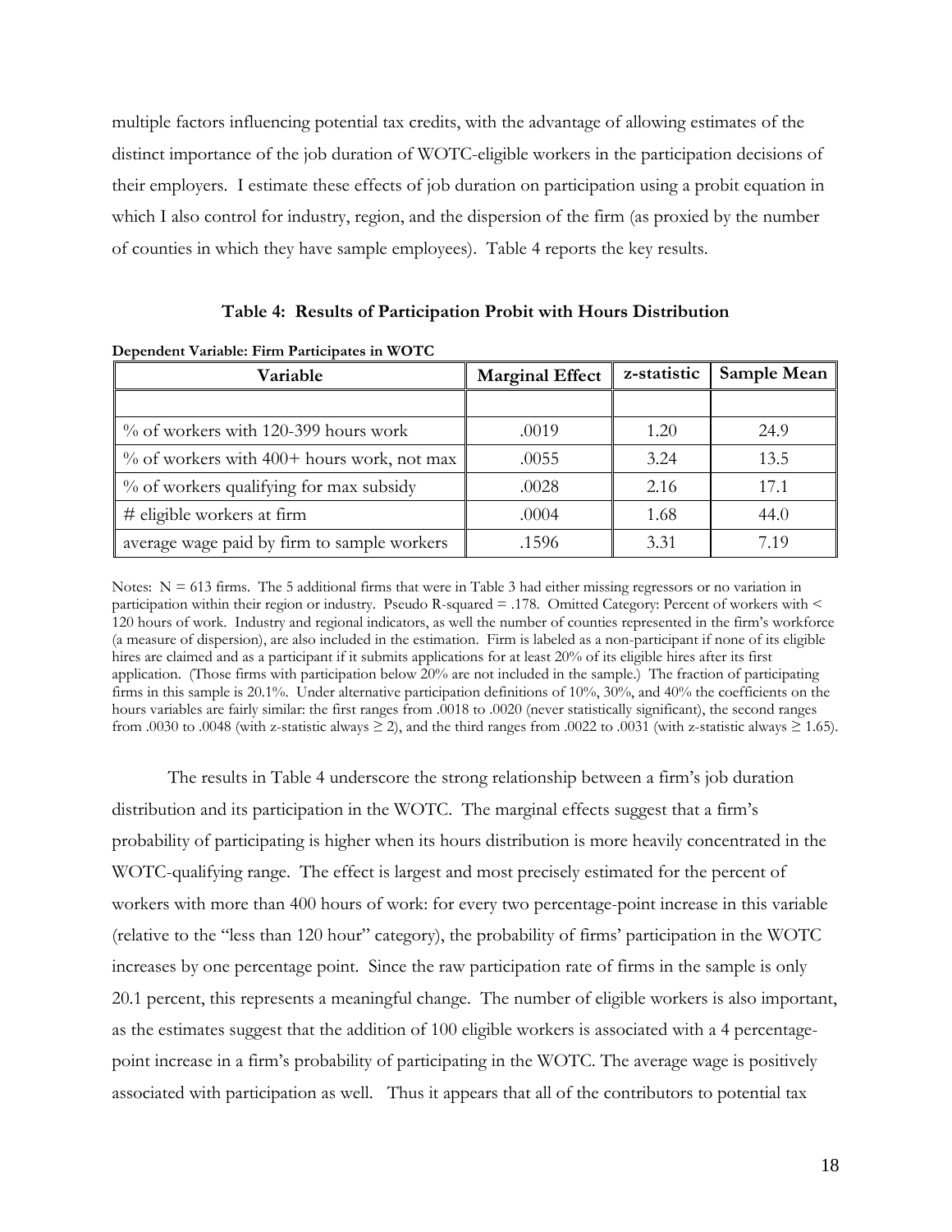multiple factors influencing potential tax credits, with the advantage of allowing estimates of the distinct importance of the job duration of WOTC-eligible workers in the participation decisions of their employers. I estimate these effects of job duration on participation using a probit equation in which I also control for industry, region, and the dispersion of the firm (as proxied by the number of counties in which they have sample employees). Table 4 reports the key results.

**Table 4: Results of Participation Probit with Hours Distribution**

**Dependent Variable: Firm Participates in WOTC**

| Variable | Marginal Effect | z-statistic | Sample Mean |
|---|---|---|---|
| | | | |
| % of workers with 120-399 hours work | .0019 | 1.20 | 24.9 |
| % of workers with 400+ hours work, not max | .0055 | 3.24 | 13.5 |
| % of workers qualifying for max subsidy | .0028 | 2.16 | 17.1 |
| # eligible workers at firm | .0004 | 1.68 | 44.0 |
| average wage paid by firm to sample workers | .1596 | 3.31 | 7.19 |

Notes: N = 613 firms. The 5 additional firms that were in Table 3 had either missing regressors or no variation in participation within their region or industry. Pseudo R-squared = .178. Omitted Category: Percent of workers with < 120 hours of work. Industry and regional indicators, as well the number of counties represented in the firm's workforce (a measure of dispersion), are also included in the estimation. Firm is labeled as a non-participant if none of its eligible hires are claimed and as a participant if it submits applications for at least 20% of its eligible hires after its first application. (Those firms with participation below 20% are not included in the sample.) The fraction of participating firms in this sample is 20.1%. Under alternative participation definitions of 10%, 30%, and 40% the coefficients on the hours variables are fairly similar: the first ranges from .0018 to .0020 (never statistically significant), the second ranges from .0030 to .0048 (with z-statistic always ≥ 2), and the third ranges from .0022 to .0031 (with z-statistic always ≥ 1.65).

The results in Table 4 underscore the strong relationship between a firm's job duration distribution and its participation in the WOTC. The marginal effects suggest that a firm's probability of participating is higher when its hours distribution is more heavily concentrated in the WOTC-qualifying range. The effect is largest and most precisely estimated for the percent of workers with more than 400 hours of work: for every two percentage-point increase in this variable (relative to the "less than 120 hour" category), the probability of firms' participation in the WOTC increases by one percentage point. Since the raw participation rate of firms in the sample is only 20.1 percent, this represents a meaningful change. The number of eligible workers is also important, as the estimates suggest that the addition of 100 eligible workers is associated with a 4 percentage-point increase in a firm's probability of participating in the WOTC. The average wage is positively associated with participation as well. Thus it appears that all of the contributors to potential tax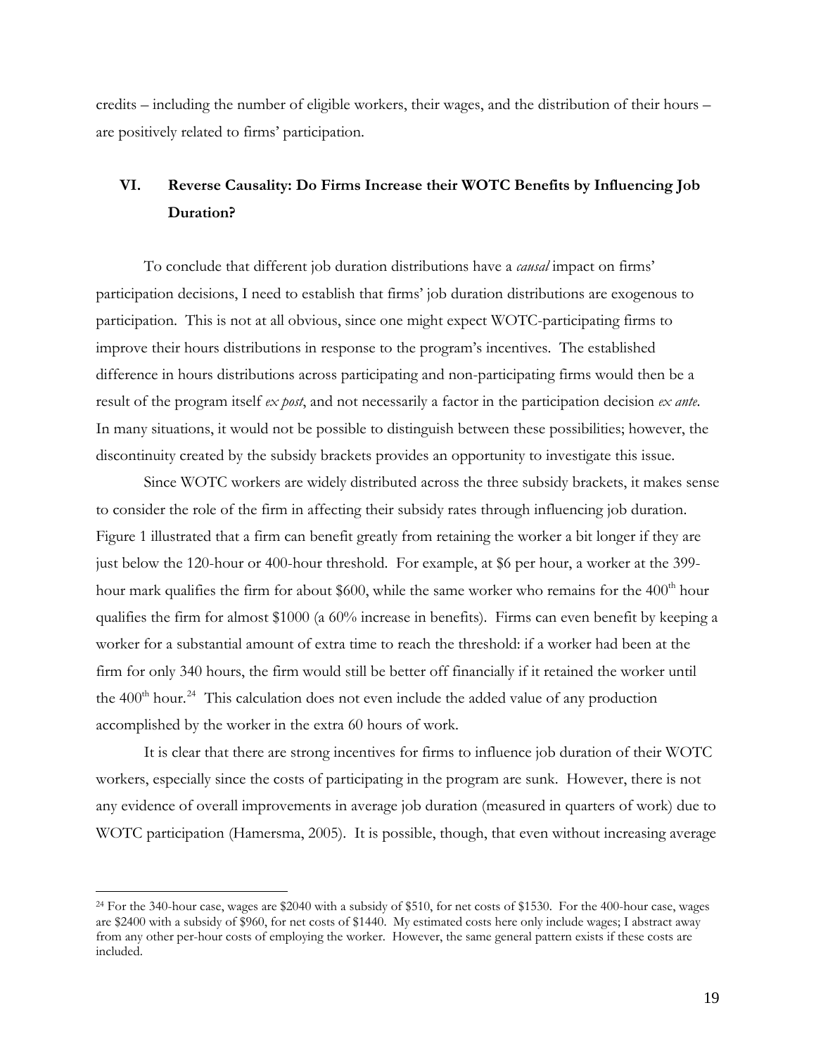credits – including the number of eligible workers, their wages, and the distribution of their hours – are positively related to firms' participation.

## VI. Reverse Causality: Do Firms Increase their WOTC Benefits by Influencing Job Duration?

To conclude that different job duration distributions have a *causal* impact on firms' participation decisions, I need to establish that firms' job duration distributions are exogenous to participation. This is not at all obvious, since one might expect WOTC-participating firms to improve their hours distributions in response to the program's incentives. The established difference in hours distributions across participating and non-participating firms would then be a result of the program itself *ex post*, and not necessarily a factor in the participation decision *ex ante*. In many situations, it would not be possible to distinguish between these possibilities; however, the discontinuity created by the subsidy brackets provides an opportunity to investigate this issue.

Since WOTC workers are widely distributed across the three subsidy brackets, it makes sense to consider the role of the firm in affecting their subsidy rates through influencing job duration. Figure 1 illustrated that a firm can benefit greatly from retaining the worker a bit longer if they are just below the 120-hour or 400-hour threshold. For example, at \$6 per hour, a worker at the 399-hour mark qualifies the firm for about \$600, while the same worker who remains for the 400th hour qualifies the firm for almost \$1000 (a 60% increase in benefits). Firms can even benefit by keeping a worker for a substantial amount of extra time to reach the threshold: if a worker had been at the firm for only 340 hours, the firm would still be better off financially if it retained the worker until the 400th hour.[24] This calculation does not even include the added value of any production accomplished by the worker in the extra 60 hours of work.

It is clear that there are strong incentives for firms to influence job duration of their WOTC workers, especially since the costs of participating in the program are sunk. However, there is not any evidence of overall improvements in average job duration (measured in quarters of work) due to WOTC participation (Hamersma, 2005). It is possible, though, that even without increasing average

---

[24] For the 340-hour case, wages are \$2040 with a subsidy of \$510, for net costs of \$1530. For the 400-hour case, wages are \$2400 with a subsidy of \$960, for net costs of \$1440. My estimated costs here only include wages; I abstract away from any other per-hour costs of employing the worker. However, the same general pattern exists if these costs are included.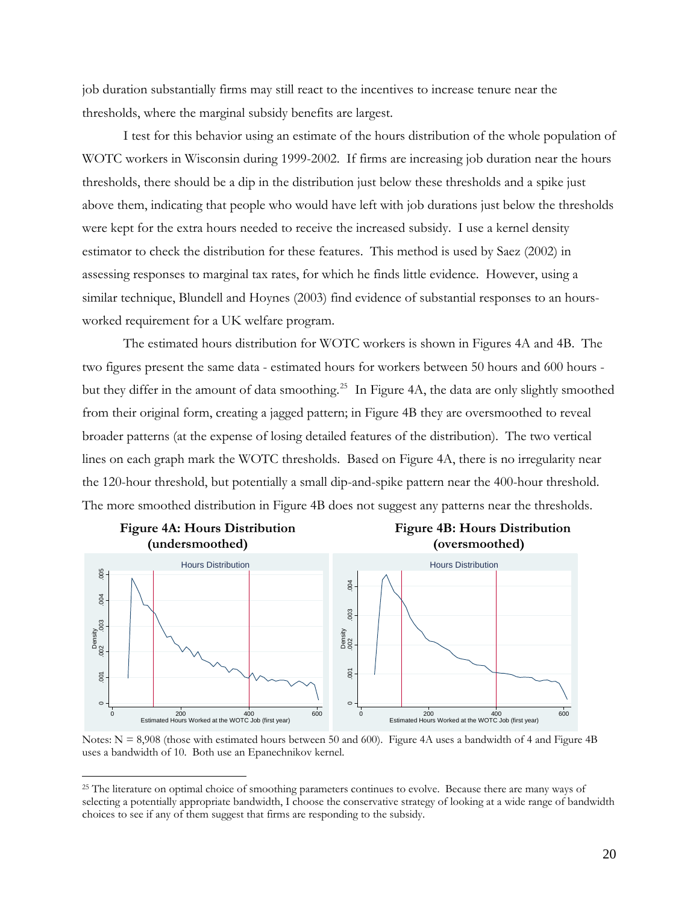job duration substantially firms may still react to the incentives to increase tenure near the thresholds, where the marginal subsidy benefits are largest.

I test for this behavior using an estimate of the hours distribution of the whole population of WOTC workers in Wisconsin during 1999-2002. If firms are increasing job duration near the hours thresholds, there should be a dip in the distribution just below these thresholds and a spike just above them, indicating that people who would have left with job durations just below the thresholds were kept for the extra hours needed to receive the increased subsidy. I use a kernel density estimator to check the distribution for these features. This method is used by Saez (2002) in assessing responses to marginal tax rates, for which he finds little evidence. However, using a similar technique, Blundell and Hoynes (2003) find evidence of substantial responses to an hours-worked requirement for a UK welfare program.

The estimated hours distribution for WOTC workers is shown in Figures 4A and 4B. The two figures present the same data - estimated hours for workers between 50 hours and 600 hours - but they differ in the amount of data smoothing.[25] In Figure 4A, the data are only slightly smoothed from their original form, creating a jagged pattern; in Figure 4B they are oversmoothed to reveal broader patterns (at the expense of losing detailed features of the distribution). The two vertical lines on each graph mark the WOTC thresholds. Based on Figure 4A, there is no irregularity near the 120-hour threshold, but potentially a small dip-and-spike pattern near the 400-hour threshold. The more smoothed distribution in Figure 4B does not suggest any patterns near the thresholds.

**Figure 4A: Hours Distribution (undersmoothed)**

**Figure 4B: Hours Distribution (oversmoothed)**

Notes: N = 8,908 (those with estimated hours between 50 and 600). Figure 4A uses a bandwidth of 4 and Figure 4B uses a bandwidth of 10. Both use an Epanechnikov kernel.

[25] The literature on optimal choice of smoothing parameters continues to evolve. Because there are many ways of selecting a potentially appropriate bandwidth, I choose the conservative strategy of looking at a wide range of bandwidth choices to see if any of them suggest that firms are responding to the subsidy.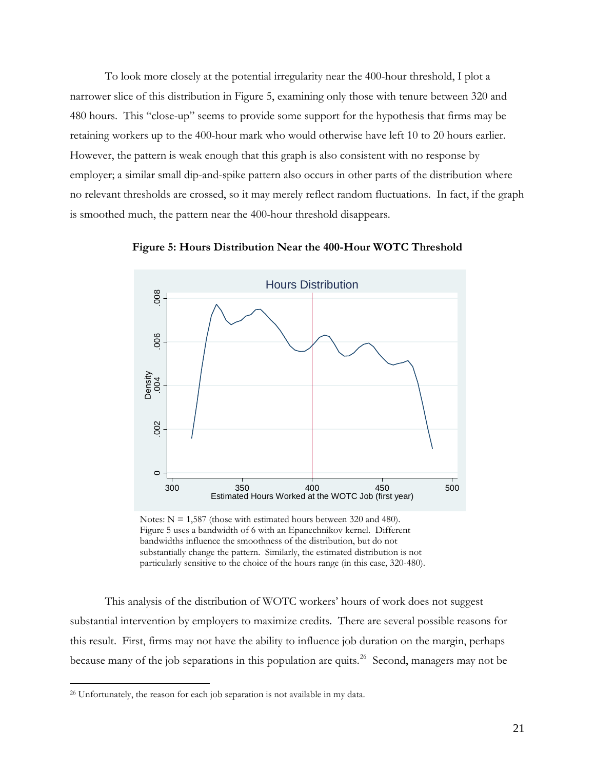To look more closely at the potential irregularity near the 400-hour threshold, I plot a narrower slice of this distribution in Figure 5, examining only those with tenure between 320 and 480 hours. This "close-up" seems to provide some support for the hypothesis that firms may be retaining workers up to the 400-hour mark who would otherwise have left 10 to 20 hours earlier. However, the pattern is weak enough that this graph is also consistent with no response by employer; a similar small dip-and-spike pattern also occurs in other parts of the distribution where no relevant thresholds are crossed, so it may merely reflect random fluctuations. In fact, if the graph is smoothed much, the pattern near the 400-hour threshold disappears.

**Figure 5: Hours Distribution Near the 400-Hour WOTC Threshold**

Notes: N = 1,587 (those with estimated hours between 320 and 480). Figure 5 uses a bandwidth of 6 with an Epanechnikov kernel. Different bandwidths influence the smoothness of the distribution, but do not substantially change the pattern. Similarly, the estimated distribution is not particularly sensitive to the choice of the hours range (in this case, 320-480).

This analysis of the distribution of WOTC workers' hours of work does not suggest substantial intervention by employers to maximize credits. There are several possible reasons for this result. First, firms may not have the ability to influence job duration on the margin, perhaps because many of the job separations in this population are quits.[26] Second, managers may not be

[26] Unfortunately, the reason for each job separation is not available in my data.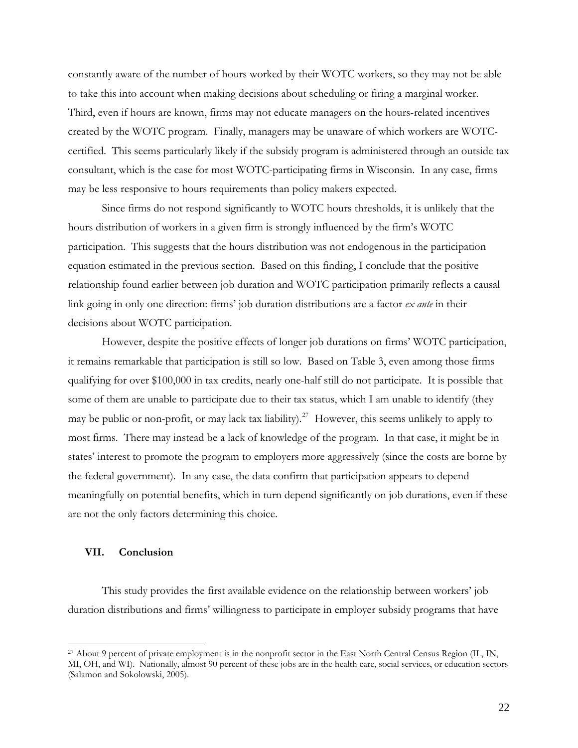constantly aware of the number of hours worked by their WOTC workers, so they may not be able to take this into account when making decisions about scheduling or firing a marginal worker. Third, even if hours are known, firms may not educate managers on the hours-related incentives created by the WOTC program. Finally, managers may be unaware of which workers are WOTC-certified. This seems particularly likely if the subsidy program is administered through an outside tax consultant, which is the case for most WOTC-participating firms in Wisconsin. In any case, firms may be less responsive to hours requirements than policy makers expected.

Since firms do not respond significantly to WOTC hours thresholds, it is unlikely that the hours distribution of workers in a given firm is strongly influenced by the firm's WOTC participation. This suggests that the hours distribution was not endogenous in the participation equation estimated in the previous section. Based on this finding, I conclude that the positive relationship found earlier between job duration and WOTC participation primarily reflects a causal link going in only one direction: firms' job duration distributions are a factor *ex ante* in their decisions about WOTC participation.

However, despite the positive effects of longer job durations on firms' WOTC participation, it remains remarkable that participation is still so low. Based on Table 3, even among those firms qualifying for over $100,000 in tax credits, nearly one-half still do not participate. It is possible that some of them are unable to participate due to their tax status, which I am unable to identify (they may be public or non-profit, or may lack tax liability).[27] However, this seems unlikely to apply to most firms. There may instead be a lack of knowledge of the program. In that case, it might be in states' interest to promote the program to employers more aggressively (since the costs are borne by the federal government). In any case, the data confirm that participation appears to depend meaningfully on potential benefits, which in turn depend significantly on job durations, even if these are not the only factors determining this choice.

## VII. Conclusion

This study provides the first available evidence on the relationship between workers' job duration distributions and firms' willingness to participate in employer subsidy programs that have

[27] About 9 percent of private employment is in the nonprofit sector in the East North Central Census Region (IL, IN, MI, OH, and WI). Nationally, almost 90 percent of these jobs are in the health care, social services, or education sectors (Salamon and Sokolowski, 2005).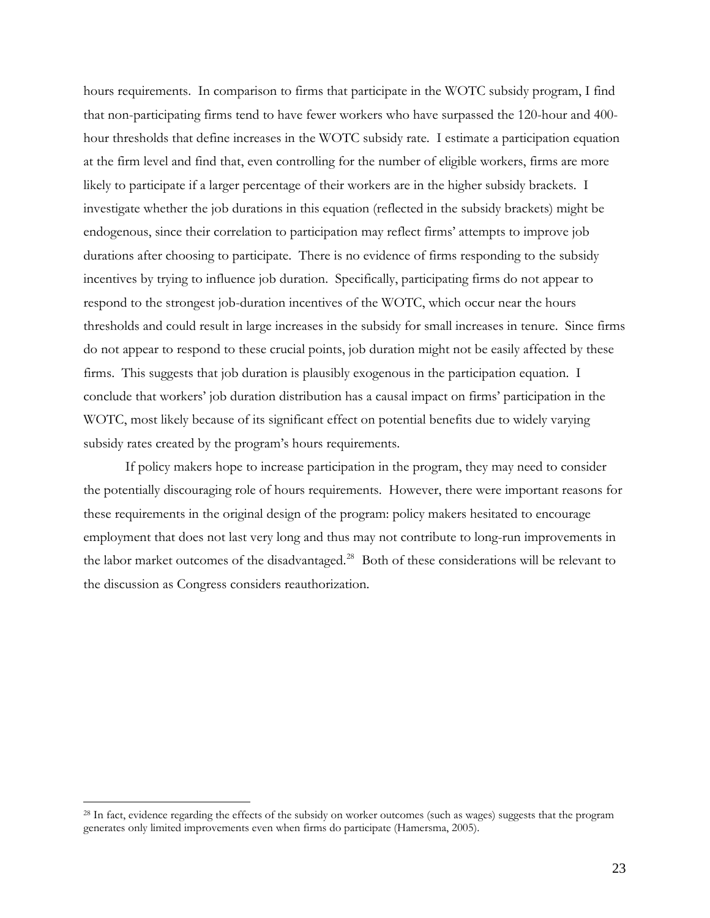hours requirements. In comparison to firms that participate in the WOTC subsidy program, I find that non-participating firms tend to have fewer workers who have surpassed the 120-hour and 400-hour thresholds that define increases in the WOTC subsidy rate. I estimate a participation equation at the firm level and find that, even controlling for the number of eligible workers, firms are more likely to participate if a larger percentage of their workers are in the higher subsidy brackets. I investigate whether the job durations in this equation (reflected in the subsidy brackets) might be endogenous, since their correlation to participation may reflect firms' attempts to improve job durations after choosing to participate. There is no evidence of firms responding to the subsidy incentives by trying to influence job duration. Specifically, participating firms do not appear to respond to the strongest job-duration incentives of the WOTC, which occur near the hours thresholds and could result in large increases in the subsidy for small increases in tenure. Since firms do not appear to respond to these crucial points, job duration might not be easily affected by these firms. This suggests that job duration is plausibly exogenous in the participation equation. I conclude that workers' job duration distribution has a causal impact on firms' participation in the WOTC, most likely because of its significant effect on potential benefits due to widely varying subsidy rates created by the program's hours requirements.

If policy makers hope to increase participation in the program, they may need to consider the potentially discouraging role of hours requirements. However, there were important reasons for these requirements in the original design of the program: policy makers hesitated to encourage employment that does not last very long and thus may not contribute to long-run improvements in the labor market outcomes of the disadvantaged.[28] Both of these considerations will be relevant to the discussion as Congress considers reauthorization.

[28] In fact, evidence regarding the effects of the subsidy on worker outcomes (such as wages) suggests that the program generates only limited improvements even when firms do participate (Hamersma, 2005).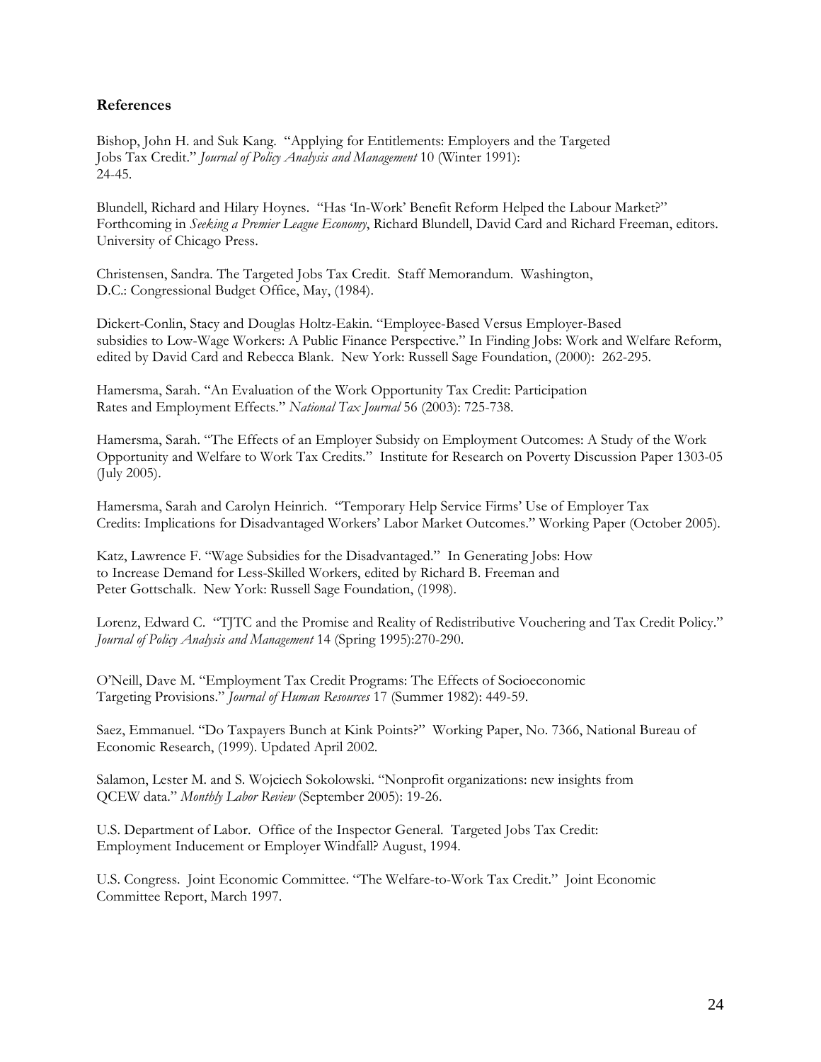## References

Bishop, John H. and Suk Kang. "Applying for Entitlements: Employers and the Targeted Jobs Tax Credit." *Journal of Policy Analysis and Management* 10 (Winter 1991): 24-45.

Blundell, Richard and Hilary Hoynes. "Has 'In-Work' Benefit Reform Helped the Labour Market?" Forthcoming in *Seeking a Premier League Economy*, Richard Blundell, David Card and Richard Freeman, editors. University of Chicago Press.

Christensen, Sandra. The Targeted Jobs Tax Credit. Staff Memorandum. Washington, D.C.: Congressional Budget Office, May, (1984).

Dickert-Conlin, Stacy and Douglas Holtz-Eakin. "Employee-Based Versus Employer-Based subsidies to Low-Wage Workers: A Public Finance Perspective." In Finding Jobs: Work and Welfare Reform, edited by David Card and Rebecca Blank. New York: Russell Sage Foundation, (2000): 262-295.

Hamersma, Sarah. "An Evaluation of the Work Opportunity Tax Credit: Participation Rates and Employment Effects." *National Tax Journal* 56 (2003): 725-738.

Hamersma, Sarah. "The Effects of an Employer Subsidy on Employment Outcomes: A Study of the Work Opportunity and Welfare to Work Tax Credits." Institute for Research on Poverty Discussion Paper 1303-05 (July 2005).

Hamersma, Sarah and Carolyn Heinrich. "Temporary Help Service Firms' Use of Employer Tax Credits: Implications for Disadvantaged Workers' Labor Market Outcomes." Working Paper (October 2005).

Katz, Lawrence F. "Wage Subsidies for the Disadvantaged." In Generating Jobs: How to Increase Demand for Less-Skilled Workers, edited by Richard B. Freeman and Peter Gottschalk. New York: Russell Sage Foundation, (1998).

Lorenz, Edward C. "TJTC and the Promise and Reality of Redistributive Vouchering and Tax Credit Policy." *Journal of Policy Analysis and Management* 14 (Spring 1995):270-290.

O'Neill, Dave M. "Employment Tax Credit Programs: The Effects of Socioeconomic Targeting Provisions." *Journal of Human Resources* 17 (Summer 1982): 449-59.

Saez, Emmanuel. "Do Taxpayers Bunch at Kink Points?" Working Paper, No. 7366, National Bureau of Economic Research, (1999). Updated April 2002.

Salamon, Lester M. and S. Wojciech Sokolowski. "Nonprofit organizations: new insights from QCEW data." *Monthly Labor Review* (September 2005): 19-26.

U.S. Department of Labor. Office of the Inspector General. Targeted Jobs Tax Credit: Employment Inducement or Employer Windfall? August, 1994.

U.S. Congress. Joint Economic Committee. "The Welfare-to-Work Tax Credit." Joint Economic Committee Report, March 1997.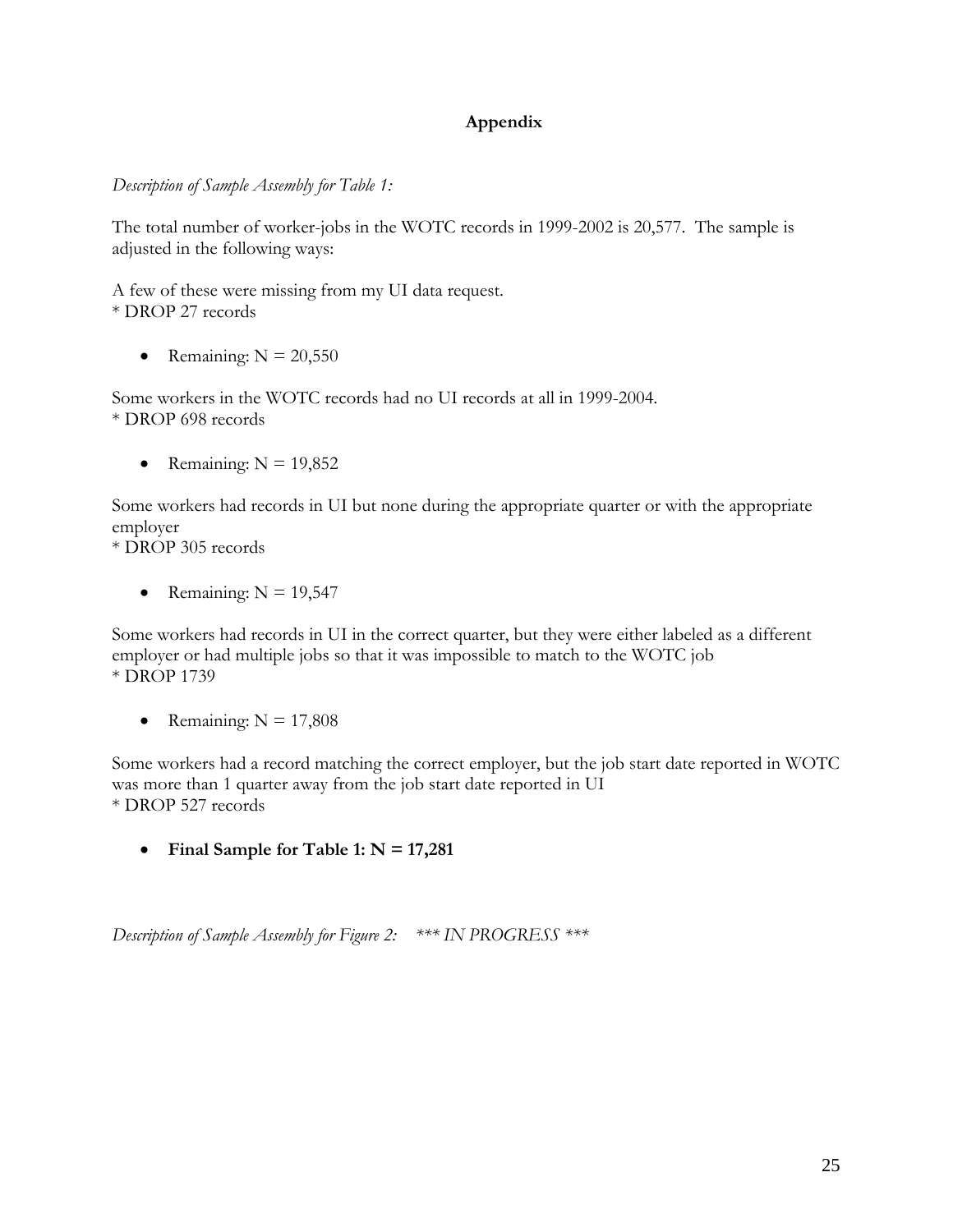## Appendix

*Description of Sample Assembly for Table 1:*

The total number of worker-jobs in the WOTC records in 1999-2002 is 20,577. The sample is adjusted in the following ways:

A few of these were missing from my UI data request.
* DROP 27 records

- Remaining: N = 20,550

Some workers in the WOTC records had no UI records at all in 1999-2004.
* DROP 698 records

- Remaining: N = 19,852

Some workers had records in UI but none during the appropriate quarter or with the appropriate employer
* DROP 305 records

- Remaining: N = 19,547

Some workers had records in UI in the correct quarter, but they were either labeled as a different employer or had multiple jobs so that it was impossible to match to the WOTC job
* DROP 1739

- Remaining: N = 17,808

Some workers had a record matching the correct employer, but the job start date reported in WOTC was more than 1 quarter away from the job start date reported in UI
* DROP 527 records

- **Final Sample for Table 1: N = 17,281**

*Description of Sample Assembly for Figure 2: \*\*\* IN PROGRESS \*\*\**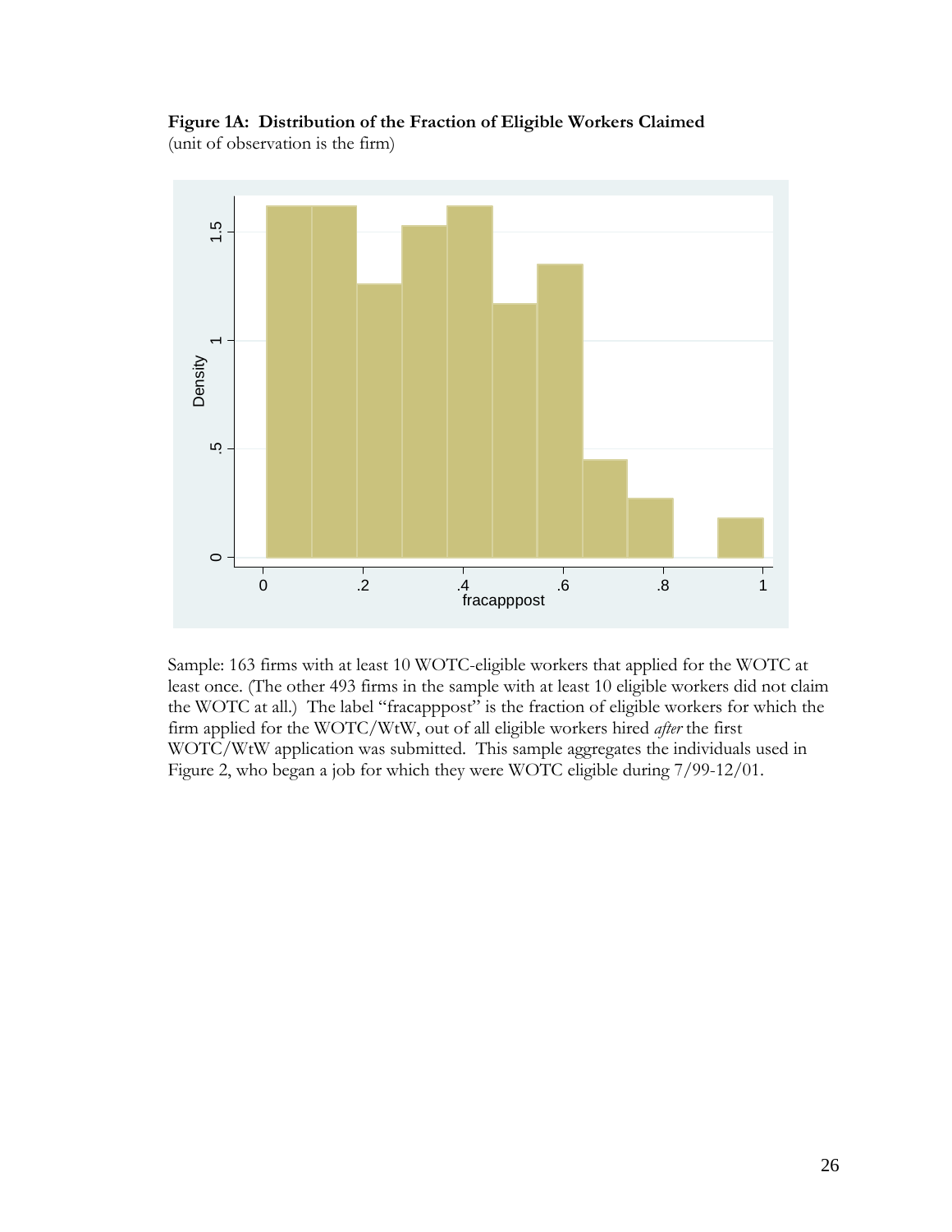**Figure 1A: Distribution of the Fraction of Eligible Workers Claimed**
(unit of observation is the firm)

Density

1.5

1

.5

0

0 .2 .4 .6 .8 1

fracapppost

Sample: 163 firms with at least 10 WOTC-eligible workers that applied for the WOTC at least once. (The other 493 firms in the sample with at least 10 eligible workers did not claim the WOTC at all.) The label "fracapppost" is the fraction of eligible workers for which the firm applied for the WOTC/WtW, out of all eligible workers hired *after* the first WOTC/WtW application was submitted. This sample aggregates the individuals used in Figure 2, who began a job for which they were WOTC eligible during 7/99-12/01.